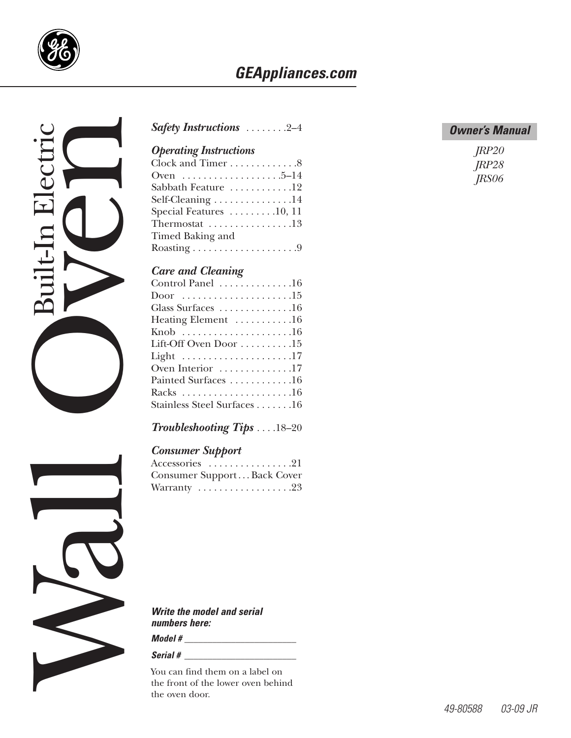# Built-In Electric Wall Oven

GEAppliances.com

**Owner's Manual**

*JRP20*
*JRP28*
*JRS06*

***Safety Instructions*** . . . . . . . .2–4

***Operating Instructions***
Clock and Timer . . . . . . . . . . . . .8
Oven . . . . . . . . . . . . . . . . . . .5–14
Sabbath Feature . . . . . . . . . . . .12
Self-Cleaning . . . . . . . . . . . . . . .14
Special Features . . . . . . . . .10, 11
Thermostat . . . . . . . . . . . . . . . .13
Timed Baking and Roasting . . . . . . . . . . . . . . . . . . . .9

***Care and Cleaning***
Control Panel . . . . . . . . . . . . . .16
Door . . . . . . . . . . . . . . . . . . . . .15
Glass Surfaces . . . . . . . . . . . . . .16
Heating Element . . . . . . . . . . .16
Knob . . . . . . . . . . . . . . . . . . . . .16
Lift-Off Oven Door . . . . . . . . . .15
Light . . . . . . . . . . . . . . . . . . . . .17
Oven Interior . . . . . . . . . . . . . .17
Painted Surfaces . . . . . . . . . . . .16
Racks . . . . . . . . . . . . . . . . . . . . .16
Stainless Steel Surfaces . . . . . . .16

***Troubleshooting Tips*** . . . .18–20

***Consumer Support***
Accessories . . . . . . . . . . . . . . . .21
Consumer Support . . . Back Cover
Warranty . . . . . . . . . . . . . . . . . .23

***Write the model and serial numbers here:***

***Model #*** _______________________

***Serial #*** _______________________

You can find them on a label on the front of the lower oven behind the oven door.

49-80588 03-09 JR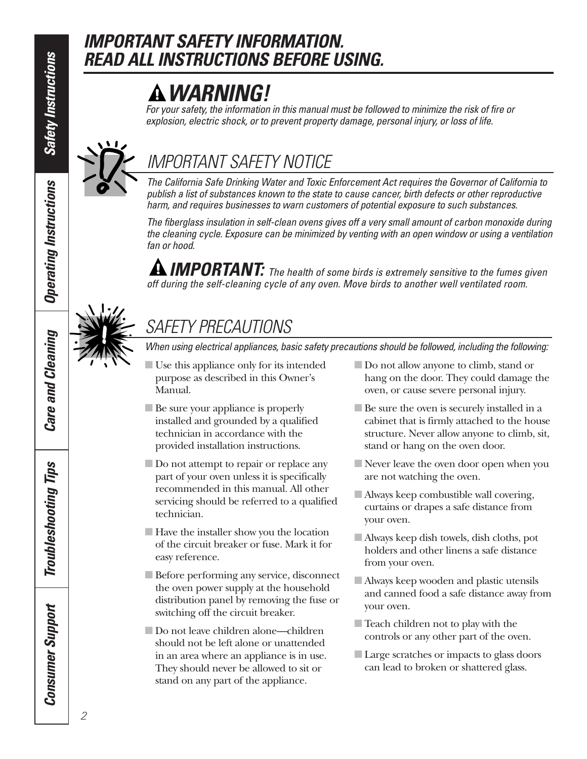# IMPORTANT SAFETY INFORMATION. READ ALL INSTRUCTIONS BEFORE USING.

## WARNING!

*For your safety, the information in this manual must be followed to minimize the risk of fire or explosion, electric shock, or to prevent property damage, personal injury, or loss of life.*

## IMPORTANT SAFETY NOTICE

*The California Safe Drinking Water and Toxic Enforcement Act requires the Governor of California to publish a list of substances known to the state to cause cancer, birth defects or other reproductive harm, and requires businesses to warn customers of potential exposure to such substances.*

*The fiberglass insulation in self-clean ovens gives off a very small amount of carbon monoxide during the cleaning cycle. Exposure can be minimized by venting with an open window or using a ventilation fan or hood.*

***IMPORTANT:*** *The health of some birds is extremely sensitive to the fumes given off during the self-cleaning cycle of any oven. Move birds to another well ventilated room.*

## SAFETY PRECAUTIONS

*When using electrical appliances, basic safety precautions should be followed, including the following:*

- Use this appliance only for its intended purpose as described in this Owner's Manual.
- Be sure your appliance is properly installed and grounded by a qualified technician in accordance with the provided installation instructions.
- Do not attempt to repair or replace any part of your oven unless it is specifically recommended in this manual. All other servicing should be referred to a qualified technician.
- Have the installer show you the location of the circuit breaker or fuse. Mark it for easy reference.
- Before performing any service, disconnect the oven power supply at the household distribution panel by removing the fuse or switching off the circuit breaker.
- Do not leave children alone—children should not be left alone or unattended in an area where an appliance is in use. They should never be allowed to sit or stand on any part of the appliance.
- Do not allow anyone to climb, stand or hang on the door. They could damage the oven, or cause severe personal injury.
- Be sure the oven is securely installed in a cabinet that is firmly attached to the house structure. Never allow anyone to climb, sit, stand or hang on the oven door.
- Never leave the oven door open when you are not watching the oven.
- Always keep combustible wall covering, curtains or drapes a safe distance from your oven.
- Always keep dish towels, dish cloths, pot holders and other linens a safe distance from your oven.
- Always keep wooden and plastic utensils and canned food a safe distance away from your oven.
- Teach children not to play with the controls or any other part of the oven.
- Large scratches or impacts to glass doors can lead to broken or shattered glass.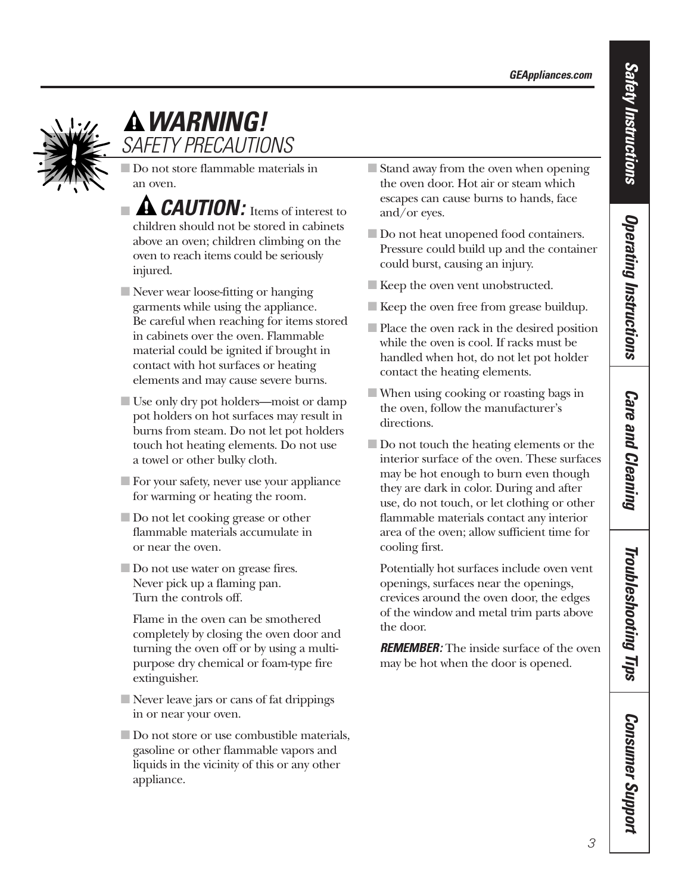# WARNING!

## SAFETY PRECAUTIONS

- Do not store flammable materials in an oven.
- **CAUTION:** Items of interest to children should not be stored in cabinets above an oven; children climbing on the oven to reach items could be seriously injured.
- Never wear loose-fitting or hanging garments while using the appliance. Be careful when reaching for items stored in cabinets over the oven. Flammable material could be ignited if brought in contact with hot surfaces or heating elements and may cause severe burns.
- Use only dry pot holders—moist or damp pot holders on hot surfaces may result in burns from steam. Do not let pot holders touch hot heating elements. Do not use a towel or other bulky cloth.
- For your safety, never use your appliance for warming or heating the room.
- Do not let cooking grease or other flammable materials accumulate in or near the oven.
- Do not use water on grease fires. Never pick up a flaming pan. Turn the controls off.

  Flame in the oven can be smothered completely by closing the oven door and turning the oven off or by using a multi-purpose dry chemical or foam-type fire extinguisher.
- Never leave jars or cans of fat drippings in or near your oven.
- Do not store or use combustible materials, gasoline or other flammable vapors and liquids in the vicinity of this or any other appliance.
- Stand away from the oven when opening the oven door. Hot air or steam which escapes can cause burns to hands, face and/or eyes.
- Do not heat unopened food containers. Pressure could build up and the container could burst, causing an injury.
- Keep the oven vent unobstructed.
- Keep the oven free from grease buildup.
- Place the oven rack in the desired position while the oven is cool. If racks must be handled when hot, do not let pot holder contact the heating elements.
- When using cooking or roasting bags in the oven, follow the manufacturer's directions.
- Do not touch the heating elements or the interior surface of the oven. These surfaces may be hot enough to burn even though they are dark in color. During and after use, do not touch, or let clothing or other flammable materials contact any interior area of the oven; allow sufficient time for cooling first.

  Potentially hot surfaces include oven vent openings, surfaces near the openings, crevices around the oven door, the edges of the window and metal trim parts above the door.

  ***REMEMBER:*** The inside surface of the oven may be hot when the door is opened.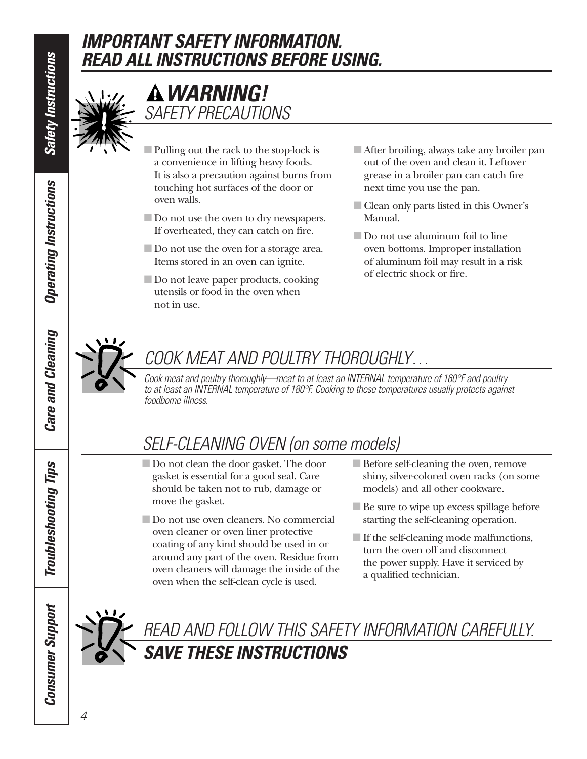# IMPORTANT SAFETY INFORMATION. READ ALL INSTRUCTIONS BEFORE USING.

## ⚠ WARNING!

### SAFETY PRECAUTIONS

- Pulling out the rack to the stop-lock is a convenience in lifting heavy foods. It is also a precaution against burns from touching hot surfaces of the door or oven walls.
- Do not use the oven to dry newspapers. If overheated, they can catch on fire.
- Do not use the oven for a storage area. Items stored in an oven can ignite.
- Do not leave paper products, cooking utensils or food in the oven when not in use.
- After broiling, always take any broiler pan out of the oven and clean it. Leftover grease in a broiler pan can catch fire next time you use the pan.
- Clean only parts listed in this Owner's Manual.
- Do not use aluminum foil to line oven bottoms. Improper installation of aluminum foil may result in a risk of electric shock or fire.

## COOK MEAT AND POULTRY THOROUGHLY…

*Cook meat and poultry thoroughly—meat to at least an INTERNAL temperature of 160°F and poultry to at least an INTERNAL temperature of 180°F. Cooking to these temperatures usually protects against foodborne illness.*

## SELF-CLEANING OVEN (on some models)

- Do not clean the door gasket. The door gasket is essential for a good seal. Care should be taken not to rub, damage or move the gasket.
- Do not use oven cleaners. No commercial oven cleaner or oven liner protective coating of any kind should be used in or around any part of the oven. Residue from oven cleaners will damage the inside of the oven when the self-clean cycle is used.
- Before self-cleaning the oven, remove shiny, silver-colored oven racks (on some models) and all other cookware.
- Be sure to wipe up excess spillage before starting the self-cleaning operation.
- If the self-cleaning mode malfunctions, turn the oven off and disconnect the power supply. Have it serviced by a qualified technician.

## READ AND FOLLOW THIS SAFETY INFORMATION CAREFULLY.

**SAVE THESE INSTRUCTIONS**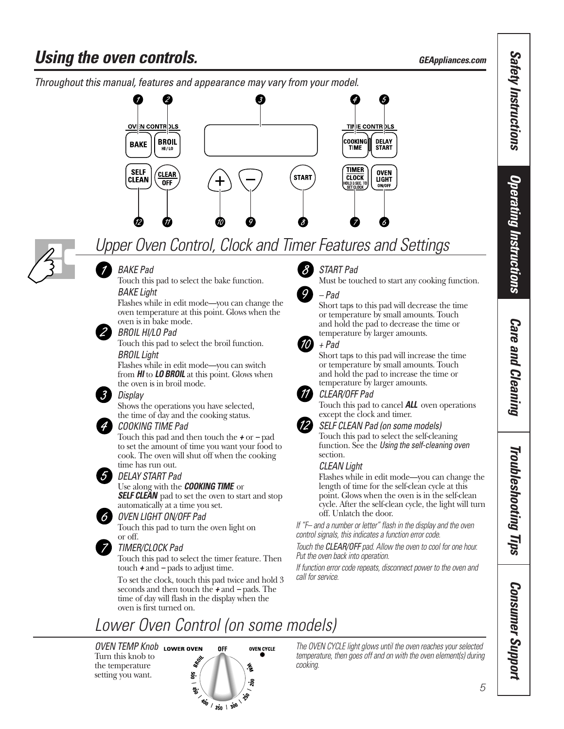# Using the oven controls.

*Throughout this manual, features and appearance may vary from your model.*

## Upper Oven Control, Clock and Timer Features and Settings

**1** *BAKE Pad*
Touch this pad to select the bake function.
*BAKE Light*
Flashes while in edit mode—you can change the oven temperature at this point. Glows when the oven is in bake mode.

**2** *BROIL HI/LO Pad*
Touch this pad to select the broil function.
*BROIL Light*
Flashes while in edit mode—you can switch from ***HI*** to ***LO BROIL*** at this point. Glows when the oven is in broil mode.

**3** *Display*
Shows the operations you have selected, the time of day and the cooking status.

**4** *COOKING TIME Pad*
Touch this pad and then touch the **+** or **–** pad to set the amount of time you want your food to cook. The oven will shut off when the cooking time has run out.

**5** *DELAY START Pad*
Use along with the ***COOKING TIME*** or ***SELF CLEAN*** pad to set the oven to start and stop automatically at a time you set.

**6** *OVEN LIGHT ON/OFF Pad*
Touch this pad to turn the oven light on or off.

**7** *TIMER/CLOCK Pad*
Touch this pad to select the timer feature. Then touch **+** and **–** pads to adjust time.

To set the clock, touch this pad twice and hold 3 seconds and then touch the **+** and **–** pads. The time of day will flash in the display when the oven is first turned on.

**8** *START Pad*
Must be touched to start any cooking function.

**9** *– Pad*
Short taps to this pad will decrease the time or temperature by small amounts. Touch and hold the pad to decrease the time or temperature by larger amounts.

**10** *+ Pad*
Short taps to this pad will increase the time or temperature by small amounts. Touch and hold the pad to increase the time or temperature by larger amounts.

**11** *CLEAR/OFF Pad*
Touch this pad to cancel ***ALL*** oven operations except the clock and timer.

**12** *SELF CLEAN Pad (on some models)*
Touch this pad to select the self-cleaning function. See the *Using the self-cleaning oven* section.
*CLEAN Light*
Flashes while in edit mode—you can change the length of time for the self-clean cycle at this point. Glows when the oven is in the self-clean cycle. After the self-clean cycle, the light will turn off. Unlatch the door.

*If "F– and a number or letter" flash in the display and the oven control signals, this indicates a function error code.*

*Touch the **CLEAR/OFF** pad. Allow the oven to cool for one hour. Put the oven back into operation.*

*If function error code repeats, disconnect power to the oven and call for service.*

## Lower Oven Control (on some models)

*OVEN TEMP Knob*
Turn this knob to the temperature setting you want.

*The OVEN CYCLE light glows until the oven reaches your selected temperature, then goes off and on with the oven element(s) during cooking.*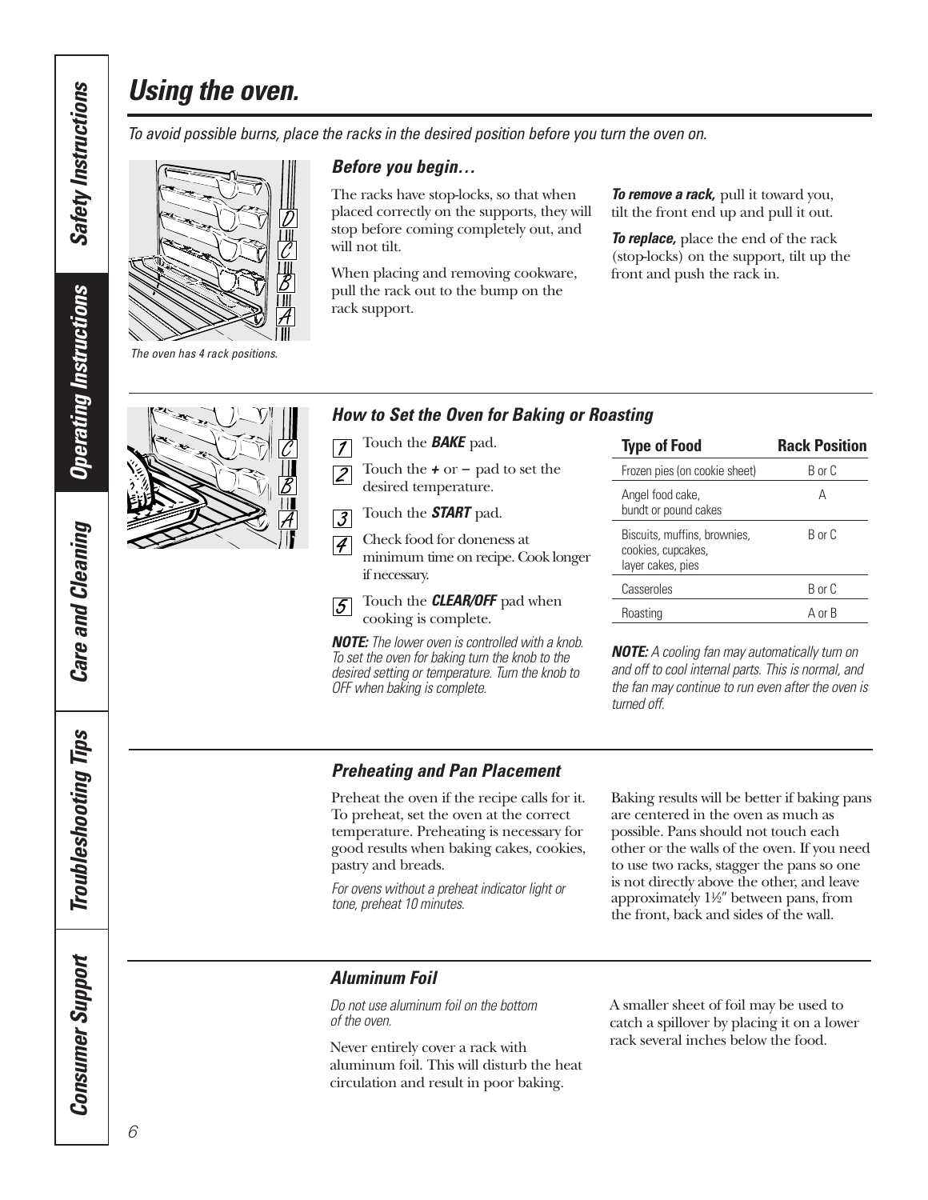# Using the oven.

*To avoid possible burns, place the racks in the desired position before you turn the oven on.*

*The oven has 4 rack positions.*

### *Before you begin…*

The racks have stop-locks, so that when placed correctly on the supports, they will stop before coming completely out, and will not tilt.

When placing and removing cookware, pull the rack out to the bump on the rack support.

***To remove a rack,*** pull it toward you, tilt the front end up and pull it out.

***To replace,*** place the end of the rack (stop-locks) on the support, tilt up the front and push the rack in.

### *How to Set the Oven for Baking or Roasting*

1. Touch the ***BAKE*** pad.
2. Touch the **+** or **–** pad to set the desired temperature.
3. Touch the ***START*** pad.
4. Check food for doneness at minimum time on recipe. Cook longer if necessary.
5. Touch the ***CLEAR/OFF*** pad when cooking is complete.

***NOTE:*** *The lower oven is controlled with a knob. To set the oven for baking turn the knob to the desired setting or temperature. Turn the knob to OFF when baking is complete.*

| Type of Food | Rack Position |
|---|---|
| Frozen pies (on cookie sheet) | B or C |
| Angel food cake, bundt or pound cakes | A |
| Biscuits, muffins, brownies, cookies, cupcakes, layer cakes, pies | B or C |
| Casseroles | B or C |
| Roasting | A or B |

***NOTE:*** *A cooling fan may automatically turn on and off to cool internal parts. This is normal, and the fan may continue to run even after the oven is turned off.*

### *Preheating and Pan Placement*

Preheat the oven if the recipe calls for it. To preheat, set the oven at the correct temperature. Preheating is necessary for good results when baking cakes, cookies, pastry and breads.

*For ovens without a preheat indicator light or tone, preheat 10 minutes.*

Baking results will be better if baking pans are centered in the oven as much as possible. Pans should not touch each other or the walls of the oven. If you need to use two racks, stagger the pans so one is not directly above the other, and leave approximately 1½″ between pans, from the front, back and sides of the wall.

### *Aluminum Foil*

*Do not use aluminum foil on the bottom of the oven.*

Never entirely cover a rack with aluminum foil. This will disturb the heat circulation and result in poor baking.

A smaller sheet of foil may be used to catch a spillover by placing it on a lower rack several inches below the food.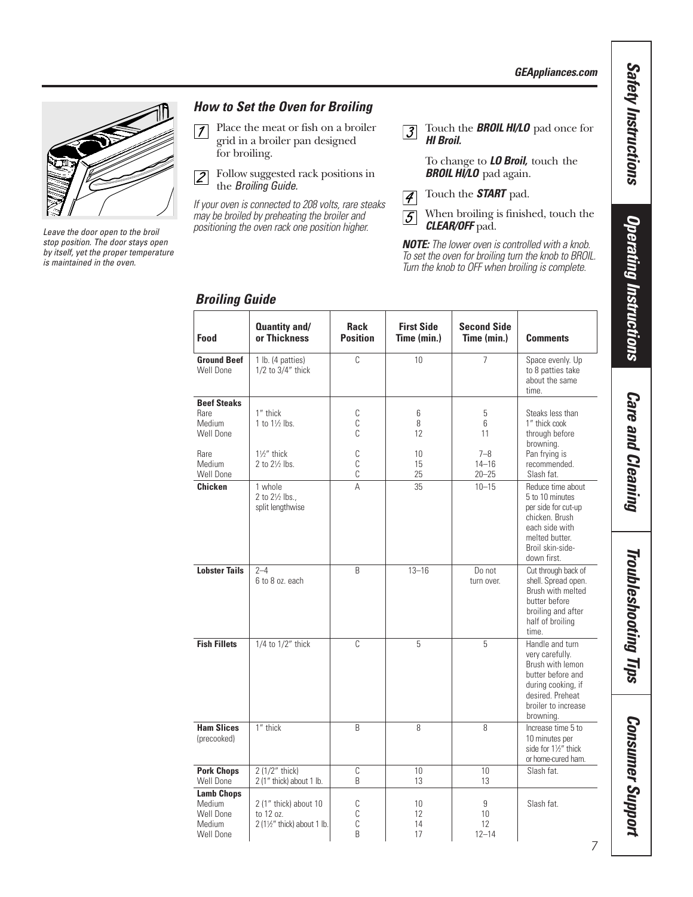Leave the door open to the broil stop position. The door stays open by itself, yet the proper temperature is maintained in the oven.

## How to Set the Oven for Broiling

1. Place the meat or fish on a broiler grid in a broiler pan designed for broiling.
2. Follow suggested rack positions in the *Broiling Guide.*

*If your oven is connected to 208 volts, rare steaks may be broiled by preheating the broiler and positioning the oven rack one position higher.*

3. Touch the ***BROIL HI/LO*** pad once for ***HI Broil.***

   To change to ***LO Broil,*** touch the ***BROIL HI/LO*** pad again.

4. Touch the ***START*** pad.
5. When broiling is finished, touch the ***CLEAR/OFF*** pad.

***NOTE:*** *The lower oven is controlled with a knob. To set the oven for broiling turn the knob to BROIL. Turn the knob to OFF when broiling is complete.*

## Broiling Guide

| Food | Quantity and/ or Thickness | Rack Position | First Side Time (min.) | Second Side Time (min.) | Comments |
|---|---|---|---|---|---|
| **Ground Beef** Well Done | 1 lb. (4 patties) 1/2 to 3/4″ thick | C | 10 | 7 | Space evenly. Up to 8 patties take about the same time. |
| **Beef Steaks** | | | | | |
| Rare | 1″ thick | C | 6 | 5 | Steaks less than 1″ thick cook through before browning. Pan frying is recommended. Slash fat. |
| Medium | 1 to 1½ lbs. | C | 8 | 6 | |
| Well Done | | C | 12 | 11 | |
| Rare | 1½″ thick | C | 10 | 7–8 | |
| Medium | 2 to 2½ lbs. | C | 15 | 14–16 | |
| Well Done | | C | 25 | 20–25 | |
| **Chicken** | 1 whole 2 to 2½ lbs., split lengthwise | A | 35 | 10–15 | Reduce time about 5 to 10 minutes per side for cut-up chicken. Brush each side with melted butter. Broil skin-side-down first. |
| **Lobster Tails** | 2–4 6 to 8 oz. each | B | 13–16 | Do not turn over. | Cut through back of shell. Spread open. Brush with melted butter before broiling and after half of broiling time. |
| **Fish Fillets** | 1/4 to 1/2″ thick | C | 5 | 5 | Handle and turn very carefully. Brush with lemon butter before and during cooking, if desired. Preheat broiler to increase browning. |
| **Ham Slices** (precooked) | 1″ thick | B | 8 | 8 | Increase time 5 to 10 minutes per side for 1½″ thick or home-cured ham. |
| **Pork Chops** Well Done | 2 (1/2″ thick) | C | 10 | 10 | Slash fat. |
| | 2 (1″ thick) about 1 lb. | B | 13 | 13 | |
| **Lamb Chops** | | | | | |
| Medium | 2 (1″ thick) about 10 | C | 10 | 9 | Slash fat. |
| Well Done | to 12 oz. | C | 12 | 10 | |
| Medium | 2 (1½″ thick) about 1 lb. | C | 14 | 12 | |
| Well Done | | B | 17 | 12–14 | |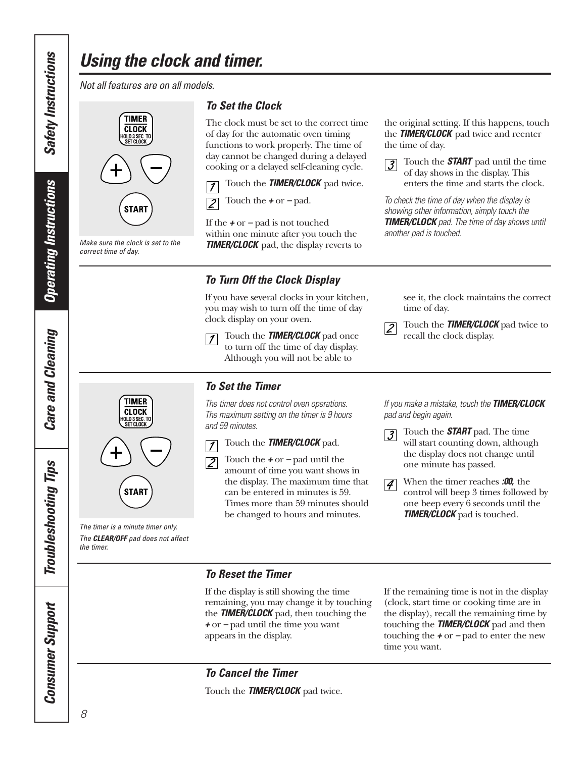# Using the clock and timer.

*Not all features are on all models.*

TIMER CLOCK HOLD 3 SEC. TO SET CLOCK

+ –

START

*Make sure the clock is set to the correct time of day.*

### To Set the Clock

The clock must be set to the correct time of day for the automatic oven timing functions to work properly. The time of day cannot be changed during a delayed cooking or a delayed self-cleaning cycle.

1. Touch the ***TIMER/CLOCK*** pad twice.
2. Touch the **+** or **–** pad.

If the **+** or **–** pad is not touched within one minute after you touch the ***TIMER/CLOCK*** pad, the display reverts to the original setting. If this happens, touch the ***TIMER/CLOCK*** pad twice and reenter the time of day.

3. Touch the ***START*** pad until the time of day shows in the display. This enters the time and starts the clock.

*To check the time of day when the display is showing other information, simply touch the **TIMER/CLOCK** pad. The time of day shows until another pad is touched.*

### To Turn Off the Clock Display

If you have several clocks in your kitchen, you may wish to turn off the time of day clock display on your oven.

1. Touch the ***TIMER/CLOCK*** pad once to turn off the time of day display. Although you will not be able to see it, the clock maintains the correct time of day.
2. Touch the ***TIMER/CLOCK*** pad twice to recall the clock display.

TIMER CLOCK HOLD 3 SEC. TO SET CLOCK

+ –

START

*The timer is a minute timer only.*

*The **CLEAR/OFF** pad does not affect the timer.*

### To Set the Timer

*The timer does not control oven operations. The maximum setting on the timer is 9 hours and 59 minutes.*

1. Touch the ***TIMER/CLOCK*** pad.
2. Touch the **+** or **–** pad until the amount of time you want shows in the display. The maximum time that can be entered in minutes is 59. Times more than 59 minutes should be changed to hours and minutes.

*If you make a mistake, touch the **TIMER/CLOCK** pad and begin again.*

3. Touch the ***START*** pad. The time will start counting down, although the display does not change until one minute has passed.
4. When the timer reaches ***:00,*** the control will beep 3 times followed by one beep every 6 seconds until the ***TIMER/CLOCK*** pad is touched.

### To Reset the Timer

If the display is still showing the time remaining, you may change it by touching the ***TIMER/CLOCK*** pad, then touching the **+** or **–** pad until the time you want appears in the display.

If the remaining time is not in the display (clock, start time or cooking time are in the display), recall the remaining time by touching the ***TIMER/CLOCK*** pad and then touching the **+** or **–** pad to enter the new time you want.

### To Cancel the Timer

Touch the ***TIMER/CLOCK*** pad twice.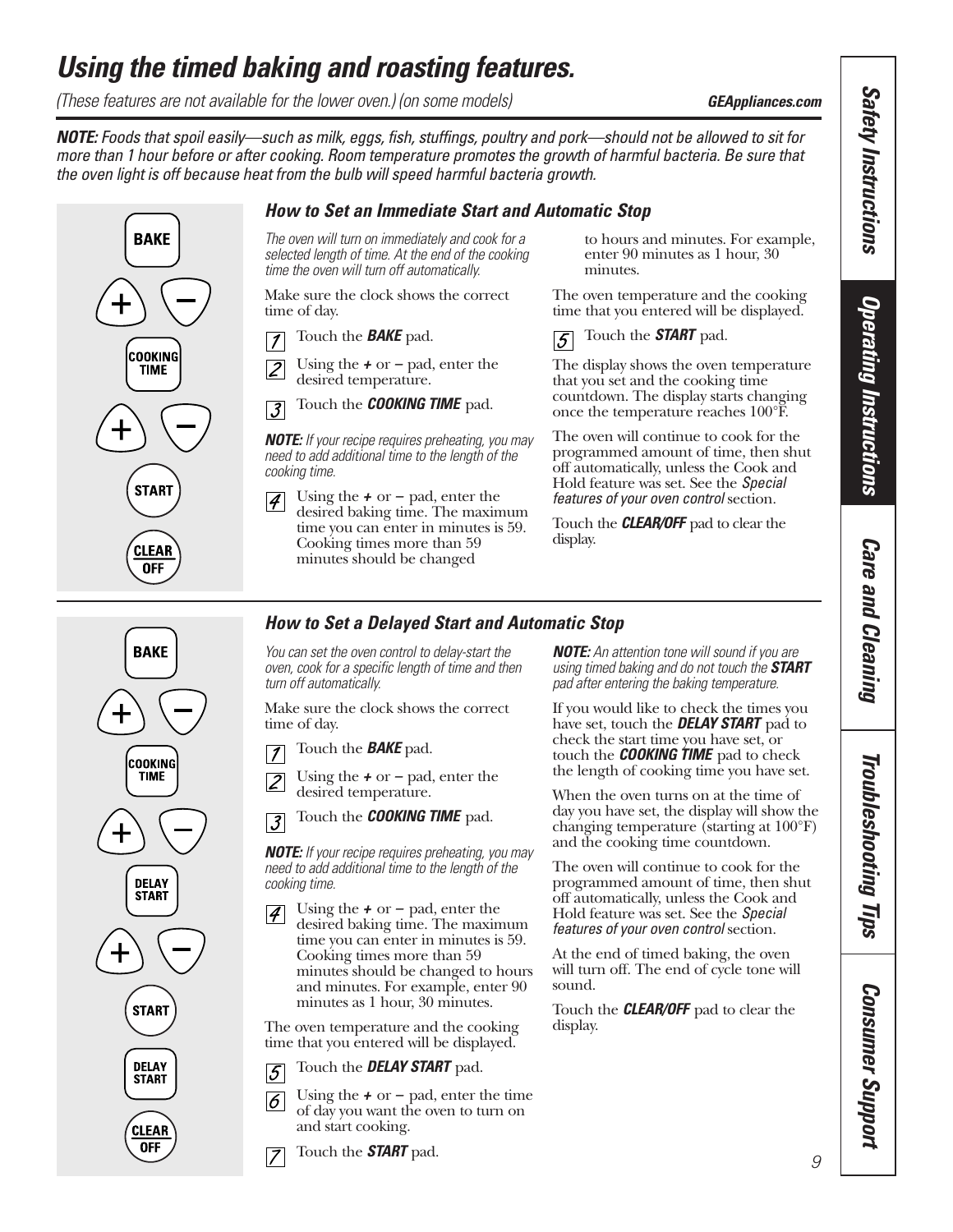# Using the timed baking and roasting features.

*(These features are not available for the lower oven.) (on some models)*

***NOTE:*** *Foods that spoil easily—such as milk, eggs, fish, stuffings, poultry and pork—should not be allowed to sit for more than 1 hour before or after cooking. Room temperature promotes the growth of harmful bacteria. Be sure that the oven light is off because heat from the bulb will speed harmful bacteria growth.*

BAKE
\+ –
COOKING TIME
\+ –
START
CLEAR OFF

## How to Set an Immediate Start and Automatic Stop

*The oven will turn on immediately and cook for a selected length of time. At the end of the cooking time the oven will turn off automatically.*

Make sure the clock shows the correct time of day.

1. Touch the ***BAKE*** pad.
2. Using the **+** or **–** pad, enter the desired temperature.
3. Touch the ***COOKING TIME*** pad.

***NOTE:*** *If your recipe requires preheating, you may need to add additional time to the length of the cooking time.*

4. Using the **+** or **–** pad, enter the desired baking time. The maximum time you can enter in minutes is 59. Cooking times more than 59 minutes should be changed to hours and minutes. For example, enter 90 minutes as 1 hour, 30 minutes.

The oven temperature and the cooking time that you entered will be displayed.

5. Touch the ***START*** pad.

The display shows the oven temperature that you set and the cooking time countdown. The display starts changing once the temperature reaches 100°F.

The oven will continue to cook for the programmed amount of time, then shut off automatically, unless the Cook and Hold feature was set. See the *Special features of your oven control* section.

Touch the ***CLEAR/OFF*** pad to clear the display.

BAKE
\+ –
COOKING TIME
\+ –
DELAY START
\+ –
START
DELAY START
CLEAR OFF

## How to Set a Delayed Start and Automatic Stop

*You can set the oven control to delay-start the oven, cook for a specific length of time and then turn off automatically.*

Make sure the clock shows the correct time of day.

1. Touch the ***BAKE*** pad.
2. Using the **+** or **–** pad, enter the desired temperature.
3. Touch the ***COOKING TIME*** pad.

***NOTE:*** *If your recipe requires preheating, you may need to add additional time to the length of the cooking time.*

4. Using the **+** or **–** pad, enter the desired baking time. The maximum time you can enter in minutes is 59. Cooking times more than 59 minutes should be changed to hours and minutes. For example, enter 90 minutes as 1 hour, 30 minutes.

The oven temperature and the cooking time that you entered will be displayed.

5. Touch the ***DELAY START*** pad.
6. Using the **+** or **–** pad, enter the time of day you want the oven to turn on and start cooking.
7. Touch the ***START*** pad.

***NOTE:*** *An attention tone will sound if you are using timed baking and do not touch the **START** pad after entering the baking temperature.*

If you would like to check the times you have set, touch the ***DELAY START*** pad to check the start time you have set, or touch the ***COOKING TIME*** pad to check the length of cooking time you have set.

When the oven turns on at the time of day you have set, the display will show the changing temperature (starting at 100°F) and the cooking time countdown.

The oven will continue to cook for the programmed amount of time, then shut off automatically, unless the Cook and Hold feature was set. See the *Special features of your oven control* section.

At the end of timed baking, the oven will turn off. The end of cycle tone will sound.

Touch the ***CLEAR/OFF*** pad to clear the display.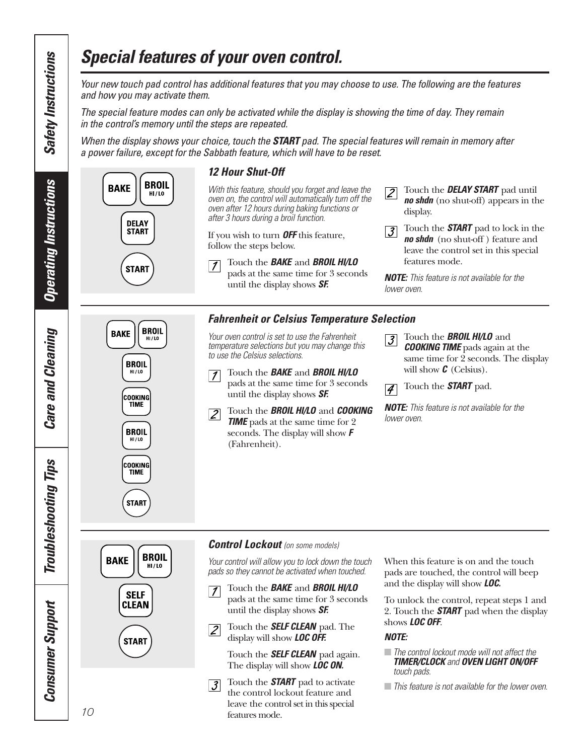# Special features of your oven control.

*Your new touch pad control has additional features that you may choose to use. The following are the features and how you may activate them.*

*The special feature modes can only be activated while the display is showing the time of day. They remain in the control's memory until the steps are repeated.*

*When the display shows your choice, touch the **START** pad. The special features will remain in memory after a power failure, except for the Sabbath feature, which will have to be reset.*

### 12 Hour Shut-Off

*With this feature, should you forget and leave the oven on, the control will automatically turn off the oven after 12 hours during baking functions or after 3 hours during a broil function.*

If you wish to turn ***OFF*** this feature, follow the steps below.

1. Touch the ***BAKE*** and ***BROIL HI/LO*** pads at the same time for 3 seconds until the display shows ***SF.***
2. Touch the ***DELAY START*** pad until ***no shdn*** (no shut-off) appears in the display.
3. Touch the ***START*** pad to lock in the ***no shdn*** (no shut-off ) feature and leave the control set in this special features mode.

***NOTE:*** *This feature is not available for the lower oven.*

### Fahrenheit or Celsius Temperature Selection

*Your oven control is set to use the Fahrenheit temperature selections but you may change this to use the Celsius selections.*

1. Touch the ***BAKE*** and ***BROIL HI/LO*** pads at the same time for 3 seconds until the display shows ***SF.***
2. Touch the ***BROIL HI/LO*** and ***COOKING TIME*** pads at the same time for 2 seconds. The display will show ***F*** (Fahrenheit).
3. Touch the ***BROIL HI/LO*** and ***COOKING TIME*** pads again at the same time for 2 seconds. The display will show ***C*** (Celsius).
4. Touch the ***START*** pad.

***NOTE:*** *This feature is not available for the lower oven.*

### Control Lockout *(on some models)*

*Your control will allow you to lock down the touch pads so they cannot be activated when touched.*

1. Touch the ***BAKE*** and ***BROIL HI/LO*** pads at the same time for 3 seconds until the display shows ***SF.***
2. Touch the ***SELF CLEAN*** pad. The display will show ***LOC OFF.***

   Touch the ***SELF CLEAN*** pad again. The display will show ***LOC ON.***
3. Touch the ***START*** pad to activate the control lockout feature and leave the control set in this special features mode.

When this feature is on and the touch pads are touched, the control will beep and the display will show ***LOC.***

To unlock the control, repeat steps 1 and 2. Touch the ***START*** pad when the display shows ***LOC OFF***.

***NOTE:***

- *The control lockout mode will not affect the **TIMER/CLOCK** and **OVEN LIGHT ON/OFF** touch pads.*
- *This feature is not available for the lower oven.*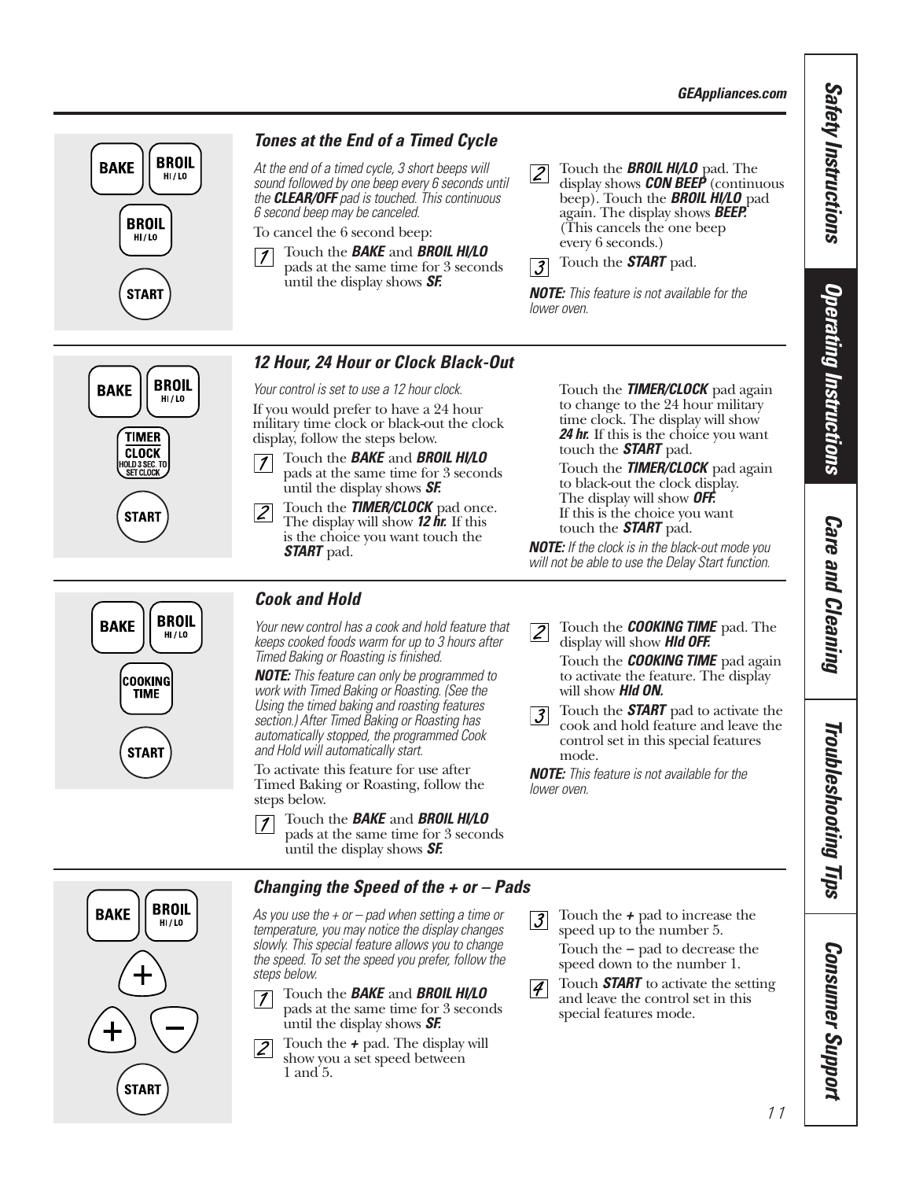### Tones at the End of a Timed Cycle

*At the end of a timed cycle, 3 short beeps will sound followed by one beep every 6 seconds until the **CLEAR/OFF** pad is touched. This continuous 6 second beep may be canceled.*

To cancel the 6 second beep:

1. Touch the ***BAKE*** and ***BROIL HI/LO*** pads at the same time for 3 seconds until the display shows ***SF.***
2. Touch the ***BROIL HI/LO*** pad. The display shows ***CON BEEP*** (continuous beep). Touch the ***BROIL HI/LO*** pad again. The display shows ***BEEP.*** (This cancels the one beep every 6 seconds.)
3. Touch the ***START*** pad.

***NOTE:*** *This feature is not available for the lower oven.*

### 12 Hour, 24 Hour or Clock Black-Out

*Your control is set to use a 12 hour clock.*

If you would prefer to have a 24 hour military time clock or black-out the clock display, follow the steps below.

1. Touch the ***BAKE*** and ***BROIL HI/LO*** pads at the same time for 3 seconds until the display shows ***SF.***
2. Touch the ***TIMER/CLOCK*** pad once. The display will show ***12 hr.*** If this is the choice you want touch the ***START*** pad.

   Touch the ***TIMER/CLOCK*** pad again to change to the 24 hour military time clock. The display will show ***24 hr.*** If this is the choice you want touch the ***START*** pad.

   Touch the ***TIMER/CLOCK*** pad again to black-out the clock display. The display will show ***OFF.*** If this is the choice you want touch the ***START*** pad.

***NOTE:*** *If the clock is in the black-out mode you will not be able to use the Delay Start function.*

### Cook and Hold

*Your new control has a cook and hold feature that keeps cooked foods warm for up to 3 hours after Timed Baking or Roasting is finished.*

***NOTE:*** *This feature can only be programmed to work with Timed Baking or Roasting. (See the Using the timed baking and roasting features section.) After Timed Baking or Roasting has automatically stopped, the programmed Cook and Hold will automatically start.*

To activate this feature for use after Timed Baking or Roasting, follow the steps below.

1. Touch the ***BAKE*** and ***BROIL HI/LO*** pads at the same time for 3 seconds until the display shows ***SF.***
2. Touch the ***COOKING TIME*** pad. The display will show ***Hld OFF.***

   Touch the ***COOKING TIME*** pad again to activate the feature. The display will show ***Hld ON.***
3. Touch the ***START*** pad to activate the cook and hold feature and leave the control set in this special features mode.

***NOTE:*** *This feature is not available for the lower oven.*

### Changing the Speed of the + or – Pads

*As you use the + or – pad when setting a time or temperature, you may notice the display changes slowly. This special feature allows you to change the speed. To set the speed you prefer, follow the steps below.*

1. Touch the ***BAKE*** and ***BROIL HI/LO*** pads at the same time for 3 seconds until the display shows ***SF.***
2. Touch the ***+*** pad. The display will show you a set speed between 1 and 5.
3. Touch the ***+*** pad to increase the speed up to the number 5.

   Touch the ***–*** pad to decrease the speed down to the number 1.
4. Touch ***START*** to activate the setting and leave the control set in this special features mode.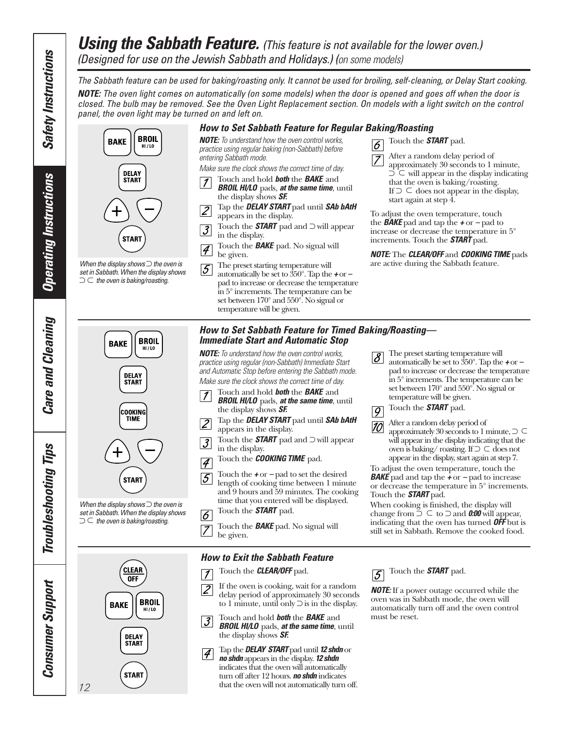# ***Using the Sabbath Feature.*** *(This feature is not available for the lower oven.)*

*(Designed for use on the Jewish Sabbath and Holidays.) (on some models)*

*The Sabbath feature can be used for baking/roasting only. It cannot be used for broiling, self-cleaning, or Delay Start cooking.*

***NOTE:*** *The oven light comes on automatically (on some models) when the door is opened and goes off when the door is closed. The bulb may be removed. See the Oven Light Replacement section. On models with a light switch on the control panel, the oven light may be turned on and left on.*

BAKE | BROIL HI/LO | DELAY START | + | – | START

*When the display shows ⊃ the oven is set in Sabbath. When the display shows ⊃ ⊂ the oven is baking/roasting.*

### *How to Set Sabbath Feature for Regular Baking/Roasting*

***NOTE:*** *To understand how the oven control works, practice using regular baking (non-Sabbath) before entering Sabbath mode.*

*Make sure the clock shows the correct time of day.*

1. Touch and hold ***both*** the ***BAKE*** and ***BROIL HI/LO*** pads, ***at the same time***, until the display shows ***SF***.
2. Tap the ***DELAY START*** pad until ***SAb bAtH*** appears in the display.
3. Touch the ***START*** pad and ⊃ will appear in the display.
4. Touch the ***BAKE*** pad. No signal will be given.
5. The preset starting temperature will automatically be set to 350°. Tap the **+** or **–** pad to increase or decrease the temperature in 5° increments. The temperature can be set between 170° and 550°. No signal or temperature will be given.
6. Touch the ***START*** pad.
7. After a random delay period of approximately 30 seconds to 1 minute, ⊃ ⊂ will appear in the display indicating that the oven is baking/roasting. If ⊃ ⊂ does not appear in the display, start again at step 4.

To adjust the oven temperature, touch the ***BAKE*** pad and tap the **+** or **–** pad to increase or decrease the temperature in 5° increments. Touch the ***START*** pad.

***NOTE:*** The ***CLEAR/OFF*** and ***COOKING TIME*** pads are active during the Sabbath feature.

BAKE | BROIL HI/LO | DELAY START | COOKING TIME | + | – | START

*When the display shows ⊃ the oven is set in Sabbath. When the display shows ⊃ ⊂ the oven is baking/roasting.*

### *How to Set Sabbath Feature for Timed Baking/Roasting— Immediate Start and Automatic Stop*

***NOTE:*** *To understand how the oven control works, practice using regular (non-Sabbath) Immediate Start and Automatic Stop before entering the Sabbath mode.*

*Make sure the clock shows the correct time of day.*

1. Touch and hold ***both*** the ***BAKE*** and ***BROIL HI/LO*** pads, ***at the same time***, until the display shows ***SF***.
2. Tap the ***DELAY START*** pad until ***SAb bAtH*** appears in the display.
3. Touch the ***START*** pad and ⊃ will appear in the display.
4. Touch the ***COOKING TIME*** pad.
5. Touch the **+** or **–** pad to set the desired length of cooking time between 1 minute and 9 hours and 59 minutes. The cooking time that you entered will be displayed.
6. Touch the ***START*** pad.
7. Touch the ***BAKE*** pad. No signal will be given.
8. The preset starting temperature will automatically be set to 350°. Tap the **+** or **–** pad to increase or decrease the temperature in 5° increments. The temperature can be set between 170° and 550°. No signal or temperature will be given.
9. Touch the ***START*** pad.
10. After a random delay period of approximately 30 seconds to 1 minute, ⊃ ⊂ will appear in the display indicating that the oven is baking/ roasting. If ⊃ ⊂ does not appear in the display, start again at step 7.

To adjust the oven temperature, touch the ***BAKE*** pad and tap the **+** or **–** pad to increase or decrease the temperature in 5° increments. Touch the ***START*** pad.

When cooking is finished, the display will change from ⊃ ⊂ to ⊃ and ***0:00*** will appear, indicating that the oven has turned ***OFF*** but is still set in Sabbath. Remove the cooked food.

CLEAR OFF | BAKE | BROIL HI/LO | DELAY START | START

### *How to Exit the Sabbath Feature*

1. Touch the ***CLEAR/OFF*** pad.
2. If the oven is cooking, wait for a random delay period of approximately 30 seconds to 1 minute, until only ⊃ is in the display.
3. Touch and hold ***both*** the ***BAKE*** and ***BROIL HI/LO*** pads, ***at the same time***, until the display shows ***SF***.
4. Tap the ***DELAY START*** pad until ***12 shdn*** or ***no shdn*** appears in the display. ***12 shdn*** indicates that the oven will automatically turn off after 12 hours. ***no shdn*** indicates that the oven will not automatically turn off.
5. Touch the ***START*** pad.

***NOTE:*** If a power outage occurred while the oven was in Sabbath mode, the oven will automatically turn off and the oven control must be reset.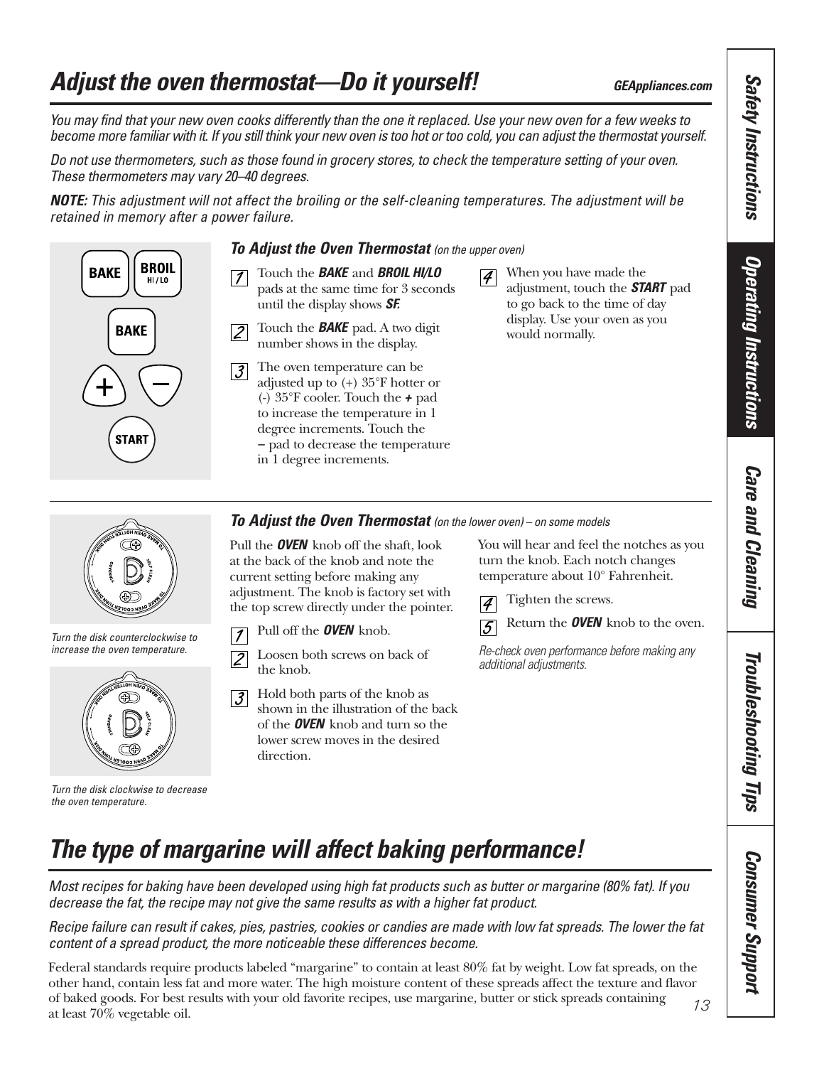# Adjust the oven thermostat—Do it yourself!

*You may find that your new oven cooks differently than the one it replaced. Use your new oven for a few weeks to become more familiar with it. If you still think your new oven is too hot or too cold, you can adjust the thermostat yourself.*

*Do not use thermometers, such as those found in grocery stores, to check the temperature setting of your oven. These thermometers may vary 20–40 degrees.*

***NOTE:*** *This adjustment will not affect the broiling or the self-cleaning temperatures. The adjustment will be retained in memory after a power failure.*

### To Adjust the Oven Thermostat *(on the upper oven)*

1. Touch the ***BAKE*** and ***BROIL HI/LO*** pads at the same time for 3 seconds until the display shows ***SF.***
2. Touch the ***BAKE*** pad. A two digit number shows in the display.
3. The oven temperature can be adjusted up to (+) 35°F hotter or (-) 35°F cooler. Touch the **+** pad to increase the temperature in 1 degree increments. Touch the **–** pad to decrease the temperature in 1 degree increments.
4. When you have made the adjustment, touch the ***START*** pad to go back to the time of day display. Use your oven as you would normally.

### To Adjust the Oven Thermostat *(on the lower oven) – on some models*

Pull the ***OVEN*** knob off the shaft, look at the back of the knob and note the current setting before making any adjustment. The knob is factory set with the top screw directly under the pointer.

1. Pull off the ***OVEN*** knob.
2. Loosen both screws on back of the knob.
3. Hold both parts of the knob as shown in the illustration of the back of the ***OVEN*** knob and turn so the lower screw moves in the desired direction.

You will hear and feel the notches as you turn the knob. Each notch changes temperature about 10° Fahrenheit.

4. Tighten the screws.
5. Return the ***OVEN*** knob to the oven.

*Re-check oven performance before making any additional adjustments.*

*Turn the disk counterclockwise to increase the oven temperature.*

*Turn the disk clockwise to decrease the oven temperature.*

# The type of margarine will affect baking performance!

*Most recipes for baking have been developed using high fat products such as butter or margarine (80% fat). If you decrease the fat, the recipe may not give the same results as with a higher fat product.*

*Recipe failure can result if cakes, pies, pastries, cookies or candies are made with low fat spreads. The lower the fat content of a spread product, the more noticeable these differences become.*

Federal standards require products labeled "margarine" to contain at least 80% fat by weight. Low fat spreads, on the other hand, contain less fat and more water. The high moisture content of these spreads affect the texture and flavor of baked goods. For best results with your old favorite recipes, use margarine, butter or stick spreads containing at least 70% vegetable oil.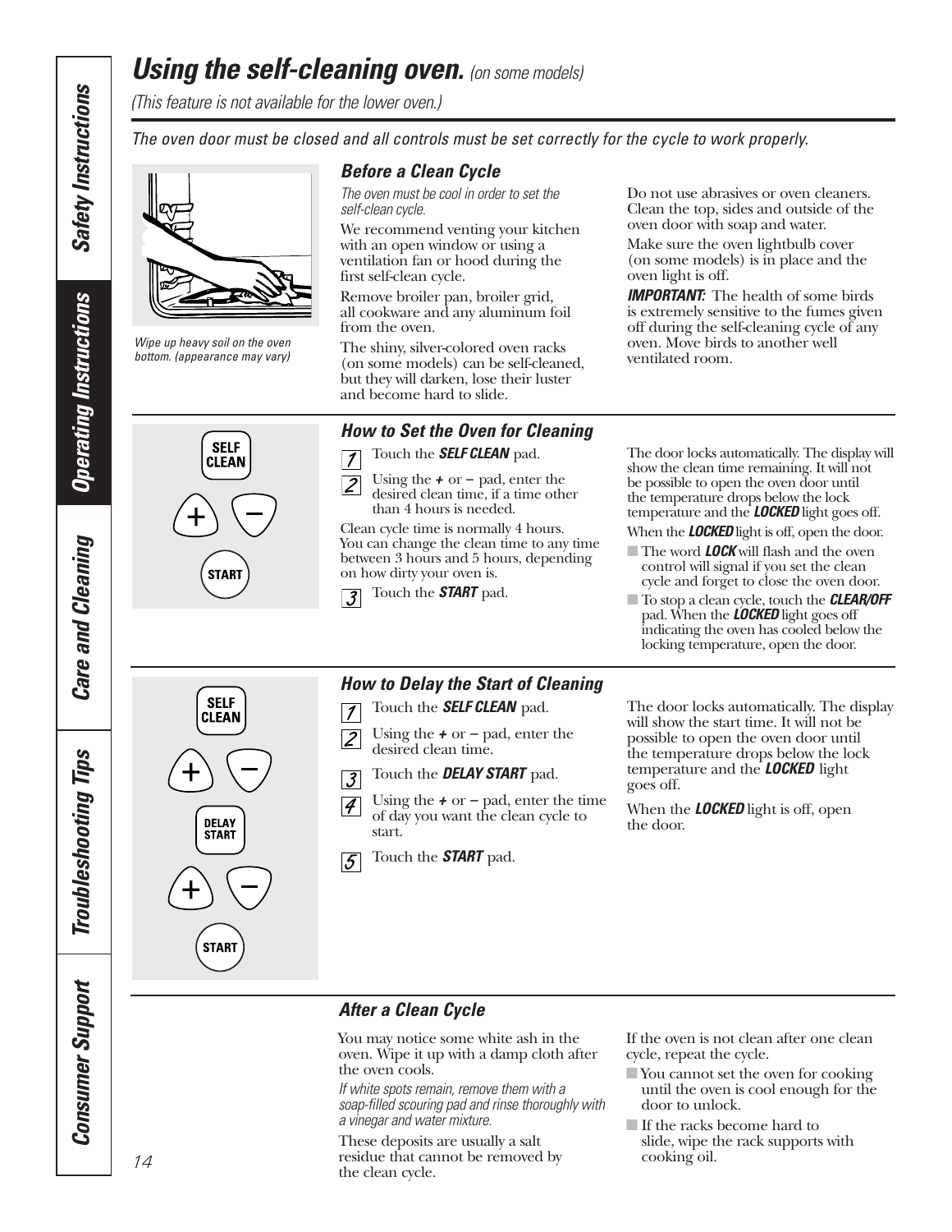// Using the self-cleaning oven. *(on some models)*

*(This feature is not available for the lower oven.)*

*The oven door must be closed and all controls must be set correctly for the cycle to work properly.*

*Wipe up heavy soil on the oven bottom. (appearance may vary)*

### Before a Clean Cycle

*The oven must be cool in order to set the self-clean cycle.*

We recommend venting your kitchen with an open window or using a ventilation fan or hood during the first self-clean cycle.

Remove broiler pan, broiler grid, all cookware and any aluminum foil from the oven.

The shiny, silver-colored oven racks (on some models) can be self-cleaned, but they will darken, lose their luster and become hard to slide.

Do not use abrasives or oven cleaners. Clean the top, sides and outside of the oven door with soap and water.

Make sure the oven lightbulb cover (on some models) is in place and the oven light is off.

***IMPORTANT:*** The health of some birds is extremely sensitive to the fumes given off during the self-cleaning cycle of any oven. Move birds to another well ventilated room.

### How to Set the Oven for Cleaning

1. Touch the ***SELF CLEAN*** pad.
2. Using the **+** or **–** pad, enter the desired clean time, if a time other than 4 hours is needed.

Clean cycle time is normally 4 hours. You can change the clean time to any time between 3 hours and 5 hours, depending on how dirty your oven is.

3. Touch the ***START*** pad.

The door locks automatically. The display will show the clean time remaining. It will not be possible to open the oven door until the temperature drops below the lock temperature and the ***LOCKED*** light goes off.

When the ***LOCKED*** light is off, open the door.

- The word ***LOCK*** will flash and the oven control will signal if you set the clean cycle and forget to close the oven door.
- To stop a clean cycle, touch the ***CLEAR/OFF*** pad. When the ***LOCKED*** light goes off indicating the oven has cooled below the locking temperature, open the door.

### How to Delay the Start of Cleaning

1. Touch the ***SELF CLEAN*** pad.
2. Using the **+** or **–** pad, enter the desired clean time.
3. Touch the ***DELAY START*** pad.
4. Using the **+** or **–** pad, enter the time of day you want the clean cycle to start.
5. Touch the ***START*** pad.

The door locks automatically. The display will show the start time. It will not be possible to open the oven door until the temperature drops below the lock temperature and the ***LOCKED*** light goes off.

When the ***LOCKED*** light is off, open the door.

### After a Clean Cycle

You may notice some white ash in the oven. Wipe it up with a damp cloth after the oven cools.

*If white spots remain, remove them with a soap-filled scouring pad and rinse thoroughly with a vinegar and water mixture.*

These deposits are usually a salt residue that cannot be removed by the clean cycle.

If the oven is not clean after one clean cycle, repeat the cycle.

- You cannot set the oven for cooking until the oven is cool enough for the door to unlock.
- If the racks become hard to slide, wipe the rack supports with cooking oil.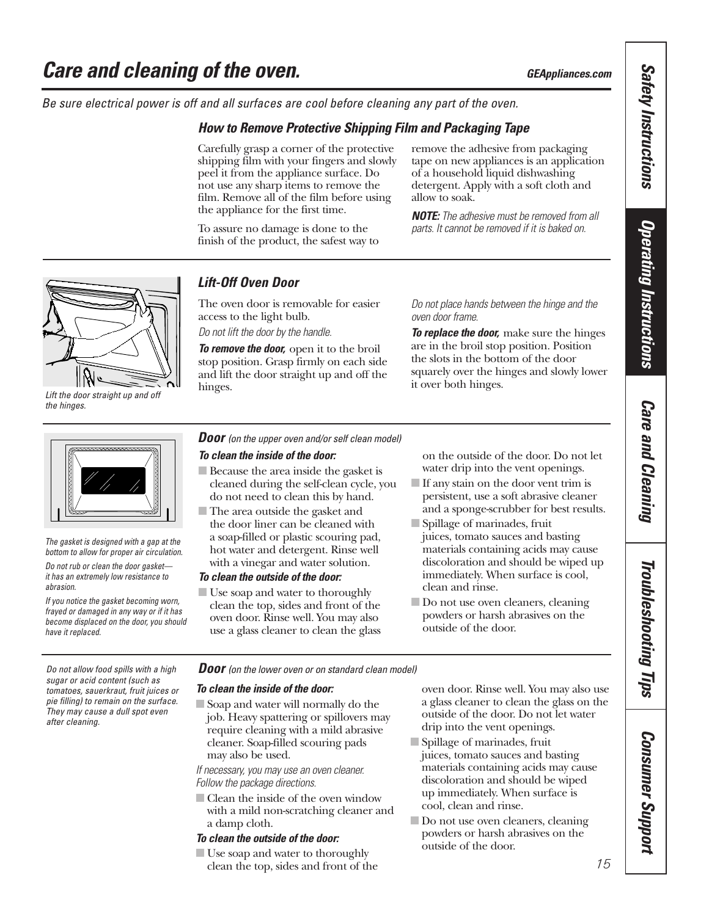# Care and cleaning of the oven.

*Be sure electrical power is off and all surfaces are cool before cleaning any part of the oven.*

## How to Remove Protective Shipping Film and Packaging Tape

Carefully grasp a corner of the protective shipping film with your fingers and slowly peel it from the appliance surface. Do not use any sharp items to remove the film. Remove all of the film before using the appliance for the first time.

To assure no damage is done to the finish of the product, the safest way to remove the adhesive from packaging tape on new appliances is an application of a household liquid dishwashing detergent. Apply with a soft cloth and allow to soak.

***NOTE:*** *The adhesive must be removed from all parts. It cannot be removed if it is baked on.*

## Lift-Off Oven Door

*Lift the door straight up and off the hinges.*

The oven door is removable for easier access to the light bulb.

*Do not lift the door by the handle.*

***To remove the door,*** open it to the broil stop position. Grasp firmly on each side and lift the door straight up and off the hinges.

*Do not place hands between the hinge and the oven door frame.*

***To replace the door,*** make sure the hinges are in the broil stop position. Position the slots in the bottom of the door squarely over the hinges and slowly lower it over both hinges.

## Door *(on the upper oven and/or self clean model)*

*The gasket is designed with a gap at the bottom to allow for proper air circulation.*

*Do not rub or clean the door gasket—it has an extremely low resistance to abrasion.*

*If you notice the gasket becoming worn, frayed or damaged in any way or if it has become displaced on the door, you should have it replaced.*

***To clean the inside of the door:***

- Because the area inside the gasket is cleaned during the self-clean cycle, you do not need to clean this by hand.
- The area outside the gasket and the door liner can be cleaned with a soap-filled or plastic scouring pad, hot water and detergent. Rinse well with a vinegar and water solution.

***To clean the outside of the door:***

- Use soap and water to thoroughly clean the top, sides and front of the oven door. Rinse well. You may also use a glass cleaner to clean the glass on the outside of the door. Do not let water drip into the vent openings.
- If any stain on the door vent trim is persistent, use a soft abrasive cleaner and a sponge-scrubber for best results.
- Spillage of marinades, fruit juices, tomato sauces and basting materials containing acids may cause discoloration and should be wiped up immediately. When surface is cool, clean and rinse.
- Do not use oven cleaners, cleaning powders or harsh abrasives on the outside of the door.

## Door *(on the lower oven or on standard clean model)*

*Do not allow food spills with a high sugar or acid content (such as tomatoes, sauerkraut, fruit juices or pie filling) to remain on the surface. They may cause a dull spot even after cleaning.*

***To clean the inside of the door:***

- Soap and water will normally do the job. Heavy spattering or spillovers may require cleaning with a mild abrasive cleaner. Soap-filled scouring pads may also be used.

*If necessary, you may use an oven cleaner. Follow the package directions.*

- Clean the inside of the oven window with a mild non-scratching cleaner and a damp cloth.

***To clean the outside of the door:***

- Use soap and water to thoroughly clean the top, sides and front of the oven door. Rinse well. You may also use a glass cleaner to clean the glass on the outside of the door. Do not let water drip into the vent openings.
- Spillage of marinades, fruit juices, tomato sauces and basting materials containing acids may cause discoloration and should be wiped up immediately. When surface is cool, clean and rinse.
- Do not use oven cleaners, cleaning powders or harsh abrasives on the outside of the door.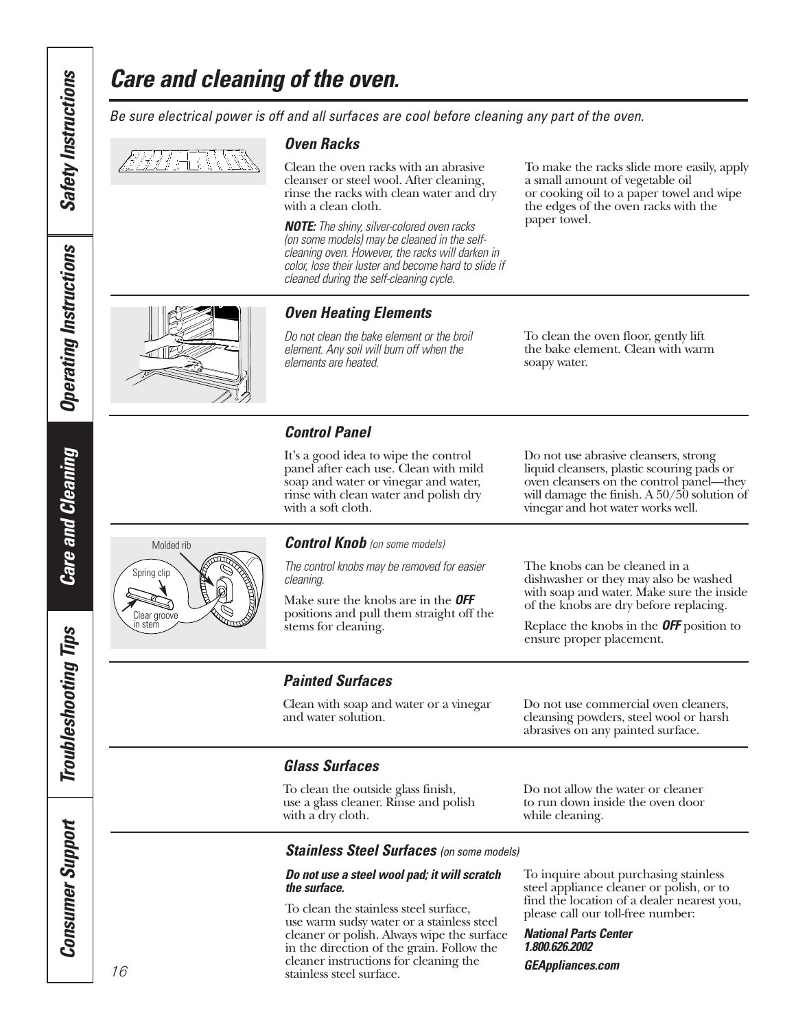# Care and cleaning of the oven.

*Be sure electrical power is off and all surfaces are cool before cleaning any part of the oven.*

### Oven Racks

Clean the oven racks with an abrasive cleanser or steel wool. After cleaning, rinse the racks with clean water and dry with a clean cloth.

***NOTE:*** *The shiny, silver-colored oven racks (on some models) may be cleaned in the self-cleaning oven. However, the racks will darken in color, lose their luster and become hard to slide if cleaned during the self-cleaning cycle.*

To make the racks slide more easily, apply a small amount of vegetable oil or cooking oil to a paper towel and wipe the edges of the oven racks with the paper towel.

### Oven Heating Elements

*Do not clean the bake element or the broil element. Any soil will burn off when the elements are heated.*

To clean the oven floor, gently lift the bake element. Clean with warm soapy water.

### Control Panel

It's a good idea to wipe the control panel after each use. Clean with mild soap and water or vinegar and water, rinse with clean water and polish dry with a soft cloth.

Do not use abrasive cleansers, strong liquid cleansers, plastic scouring pads or oven cleansers on the control panel—they will damage the finish. A 50/50 solution of vinegar and hot water works well.

### Control Knob *(on some models)*

Molded rib

Spring clip

Clear groove in stem

*The control knobs may be removed for easier cleaning.*

Make sure the knobs are in the ***OFF*** positions and pull them straight off the stems for cleaning.

The knobs can be cleaned in a dishwasher or they may also be washed with soap and water. Make sure the inside of the knobs are dry before replacing.

Replace the knobs in the ***OFF*** position to ensure proper placement.

### Painted Surfaces

Clean with soap and water or a vinegar and water solution.

Do not use commercial oven cleaners, cleansing powders, steel wool or harsh abrasives on any painted surface.

### Glass Surfaces

To clean the outside glass finish, use a glass cleaner. Rinse and polish with a dry cloth.

Do not allow the water or cleaner to run down inside the oven door while cleaning.

### Stainless Steel Surfaces *(on some models)*

***Do not use a steel wool pad; it will scratch the surface.***

To clean the stainless steel surface, use warm sudsy water or a stainless steel cleaner or polish. Always wipe the surface in the direction of the grain. Follow the cleaner instructions for cleaning the stainless steel surface.

To inquire about purchasing stainless steel appliance cleaner or polish, or to find the location of a dealer nearest you, please call our toll-free number:

***National Parts Center***
***1.800.626.2002***

***GEAppliances.com***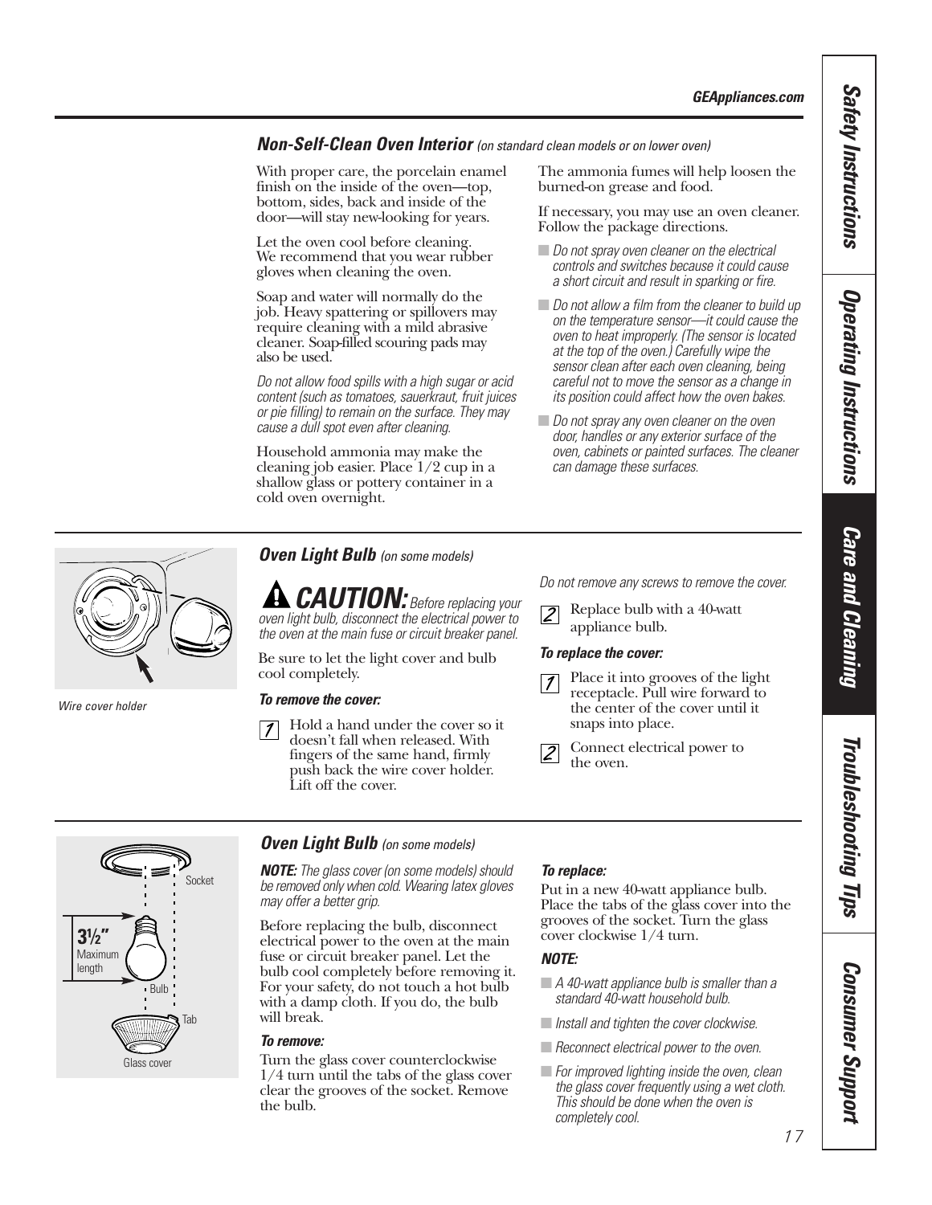### *Non-Self-Clean Oven Interior* *(on standard clean models or on lower oven)*

With proper care, the porcelain enamel finish on the inside of the oven—top, bottom, sides, back and inside of the door—will stay new-looking for years.

Let the oven cool before cleaning. We recommend that you wear rubber gloves when cleaning the oven.

Soap and water will normally do the job. Heavy spattering or spillovers may require cleaning with a mild abrasive cleaner. Soap-filled scouring pads may also be used.

*Do not allow food spills with a high sugar or acid content (such as tomatoes, sauerkraut, fruit juices or pie filling) to remain on the surface. They may cause a dull spot even after cleaning.*

Household ammonia may make the cleaning job easier. Place 1/2 cup in a shallow glass or pottery container in a cold oven overnight. The ammonia fumes will help loosen the burned-on grease and food.

If necessary, you may use an oven cleaner. Follow the package directions.

- *Do not spray oven cleaner on the electrical controls and switches because it could cause a short circuit and result in sparking or fire.*
- *Do not allow a film from the cleaner to build up on the temperature sensor—it could cause the oven to heat improperly. (The sensor is located at the top of the oven.) Carefully wipe the sensor clean after each oven cleaning, being careful not to move the sensor as a change in its position could affect how the oven bakes.*
- *Do not spray any oven cleaner on the oven door, handles or any exterior surface of the oven, cabinets or painted surfaces. The cleaner can damage these surfaces.*

### *Oven Light Bulb* *(on some models)*

*Wire cover holder*

**⚠ CAUTION:** *Before replacing your oven light bulb, disconnect the electrical power to the oven at the main fuse or circuit breaker panel.*

Be sure to let the light cover and bulb cool completely.

***To remove the cover:***

1. Hold a hand under the cover so it doesn't fall when released. With fingers of the same hand, firmly push back the wire cover holder. Lift off the cover.

*Do not remove any screws to remove the cover.*

2. Replace bulb with a 40-watt appliance bulb.

***To replace the cover:***

1. Place it into grooves of the light receptacle. Pull wire forward to the center of the cover until it snaps into place.
2. Connect electrical power to the oven.

### *Oven Light Bulb* *(on some models)*

Socket

3½″ Maximum length

Bulb

Tab

Glass cover

***NOTE:*** *The glass cover (on some models) should be removed only when cold. Wearing latex gloves may offer a better grip.*

Before replacing the bulb, disconnect electrical power to the oven at the main fuse or circuit breaker panel. Let the bulb cool completely before removing it. For your safety, do not touch a hot bulb with a damp cloth. If you do, the bulb will break.

***To remove:***

Turn the glass cover counterclockwise 1/4 turn until the tabs of the glass cover clear the grooves of the socket. Remove the bulb.

***To replace:***

Put in a new 40-watt appliance bulb. Place the tabs of the glass cover into the grooves of the socket. Turn the glass cover clockwise 1/4 turn.

***NOTE:***

- *A 40-watt appliance bulb is smaller than a standard 40-watt household bulb.*
- *Install and tighten the cover clockwise.*
- *Reconnect electrical power to the oven.*
- *For improved lighting inside the oven, clean the glass cover frequently using a wet cloth. This should be done when the oven is completely cool.*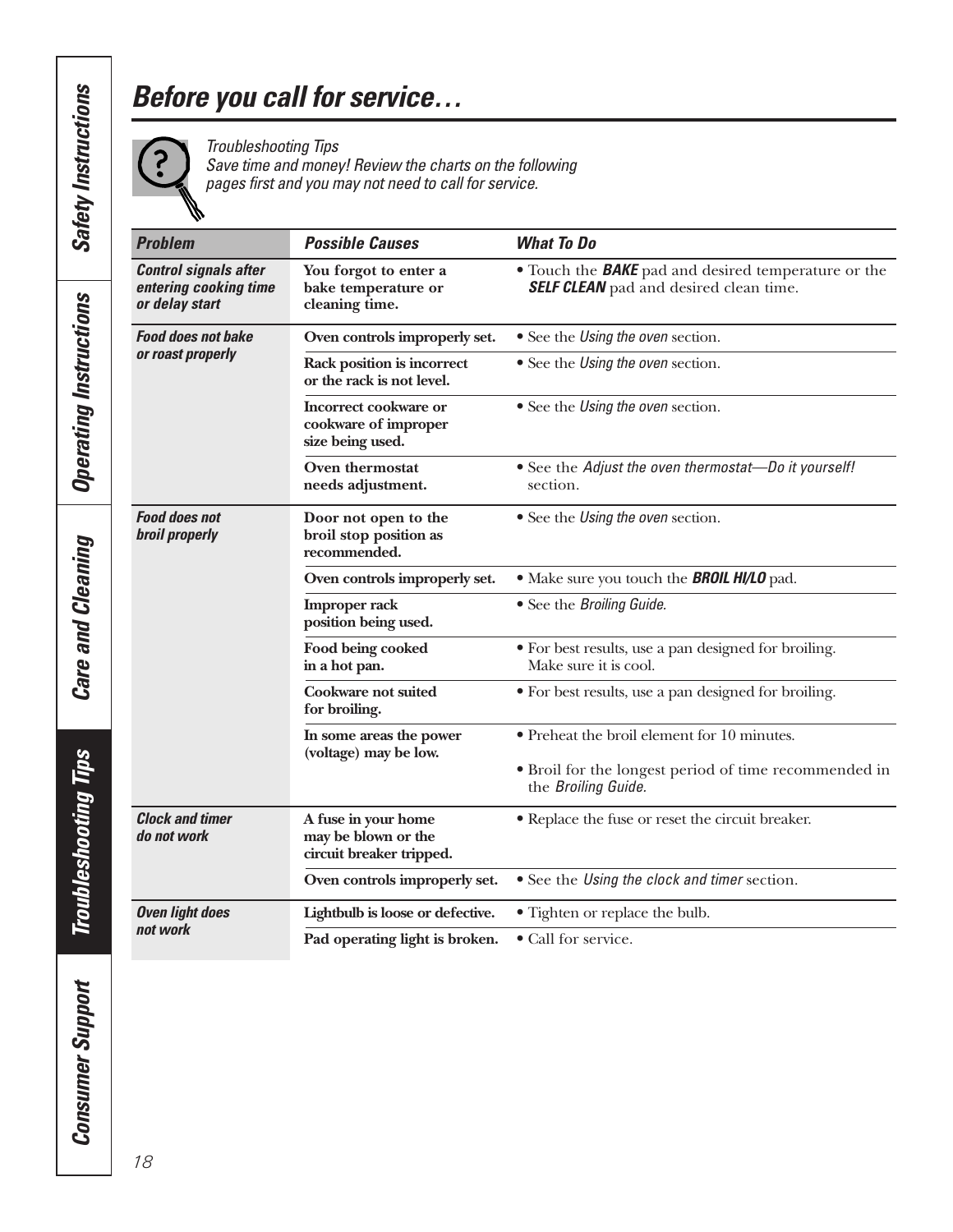# Before you call for service…

*Troubleshooting Tips*
*Save time and money! Review the charts on the following pages first and you may not need to call for service.*

| Problem | Possible Causes | What To Do |
|---|---|---|
| ***Control signals after entering cooking time or delay start*** | **You forgot to enter a bake temperature or cleaning time.** | • Touch the ***BAKE*** pad and desired temperature or the ***SELF CLEAN*** pad and desired clean time. |
| ***Food does not bake or roast properly*** | **Oven controls improperly set.** | • See the *Using the oven* section. |
| | **Rack position is incorrect or the rack is not level.** | • See the *Using the oven* section. |
| | **Incorrect cookware or cookware of improper size being used.** | • See the *Using the oven* section. |
| | **Oven thermostat needs adjustment.** | • See the *Adjust the oven thermostat—Do it yourself!* section. |
| ***Food does not broil properly*** | **Door not open to the broil stop position as recommended.** | • See the *Using the oven* section. |
| | **Oven controls improperly set.** | • Make sure you touch the ***BROIL HI/LO*** pad. |
| | **Improper rack position being used.** | • See the *Broiling Guide.* |
| | **Food being cooked in a hot pan.** | • For best results, use a pan designed for broiling. Make sure it is cool. |
| | **Cookware not suited for broiling.** | • For best results, use a pan designed for broiling. |
| | **In some areas the power (voltage) may be low.** | • Preheat the broil element for 10 minutes.<br>• Broil for the longest period of time recommended in the *Broiling Guide.* |
| ***Clock and timer do not work*** | **A fuse in your home may be blown or the circuit breaker tripped.** | • Replace the fuse or reset the circuit breaker. |
| | **Oven controls improperly set.** | • See the *Using the clock and timer* section. |
| ***Oven light does not work*** | **Lightbulb is loose or defective.** | • Tighten or replace the bulb. |
| | **Pad operating light is broken.** | • Call for service. |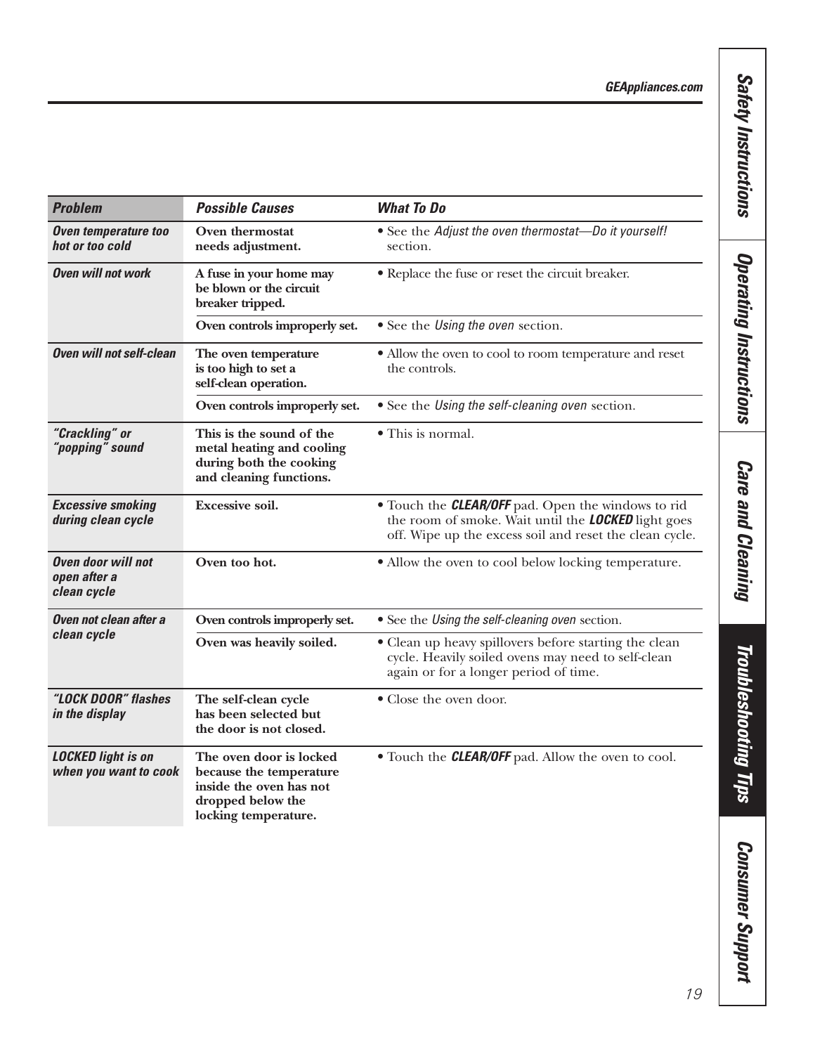| ***Problem*** | ***Possible Causes*** | ***What To Do*** |
|---|---|---|
| ***Oven temperature too hot or too cold*** | **Oven thermostat needs adjustment.** | • See the *Adjust the oven thermostat—Do it yourself!* section. |
| ***Oven will not work*** | **A fuse in your home may be blown or the circuit breaker tripped.** | • Replace the fuse or reset the circuit breaker. |
| | **Oven controls improperly set.** | • See the *Using the oven* section. |
| ***Oven will not self-clean*** | **The oven temperature is too high to set a self-clean operation.** | • Allow the oven to cool to room temperature and reset the controls. |
| | **Oven controls improperly set.** | • See the *Using the self-cleaning oven* section. |
| ***"Crackling" or "popping" sound*** | **This is the sound of the metal heating and cooling during both the cooking and cleaning functions.** | • This is normal. |
| ***Excessive smoking during clean cycle*** | **Excessive soil.** | • Touch the ***CLEAR/OFF*** pad. Open the windows to rid the room of smoke. Wait until the ***LOCKED*** light goes off. Wipe up the excess soil and reset the clean cycle. |
| ***Oven door will not open after a clean cycle*** | **Oven too hot.** | • Allow the oven to cool below locking temperature. |
| ***Oven not clean after a clean cycle*** | **Oven controls improperly set.** | • See the *Using the self-cleaning oven* section. |
| | **Oven was heavily soiled.** | • Clean up heavy spillovers before starting the clean cycle. Heavily soiled ovens may need to self-clean again or for a longer period of time. |
| ***"LOCK DOOR" flashes in the display*** | **The self-clean cycle has been selected but the door is not closed.** | • Close the oven door. |
| ***LOCKED light is on when you want to cook*** | **The oven door is locked because the temperature inside the oven has not dropped below the locking temperature.** | • Touch the ***CLEAR/OFF*** pad. Allow the oven to cool. |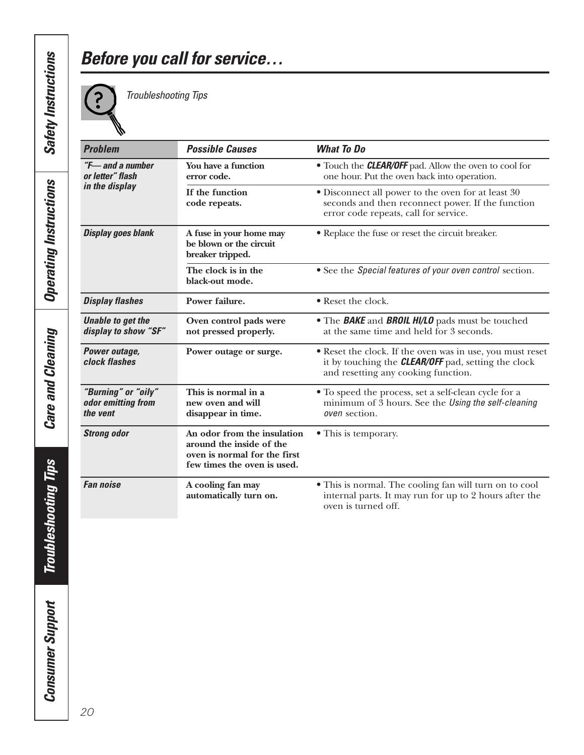# Before you call for service…

*Troubleshooting Tips*

| Problem | Possible Causes | What To Do |
|---|---|---|
| ***"F— and a number or letter" flash in the display*** | **You have a function error code.** | • Touch the ***CLEAR/OFF*** pad. Allow the oven to cool for one hour. Put the oven back into operation. |
| | **If the function code repeats.** | • Disconnect all power to the oven for at least 30 seconds and then reconnect power. If the function error code repeats, call for service. |
| ***Display goes blank*** | **A fuse in your home may be blown or the circuit breaker tripped.** | • Replace the fuse or reset the circuit breaker. |
| | **The clock is in the black-out mode.** | • See the *Special features of your oven control* section. |
| ***Display flashes*** | **Power failure.** | • Reset the clock. |
| ***Unable to get the display to show "SF"*** | **Oven control pads were not pressed properly.** | • The ***BAKE*** and ***BROIL HI/LO*** pads must be touched at the same time and held for 3 seconds. |
| ***Power outage, clock flashes*** | **Power outage or surge.** | • Reset the clock. If the oven was in use, you must reset it by touching the ***CLEAR/OFF*** pad, setting the clock and resetting any cooking function. |
| ***"Burning" or "oily" odor emitting from the vent*** | **This is normal in a new oven and will disappear in time.** | • To speed the process, set a self-clean cycle for a minimum of 3 hours. See the *Using the self-cleaning oven* section. |
| ***Strong odor*** | **An odor from the insulation around the inside of the oven is normal for the first few times the oven is used.** | • This is temporary. |
| ***Fan noise*** | **A cooling fan may automatically turn on.** | • This is normal. The cooling fan will turn on to cool internal parts. It may run for up to 2 hours after the oven is turned off. |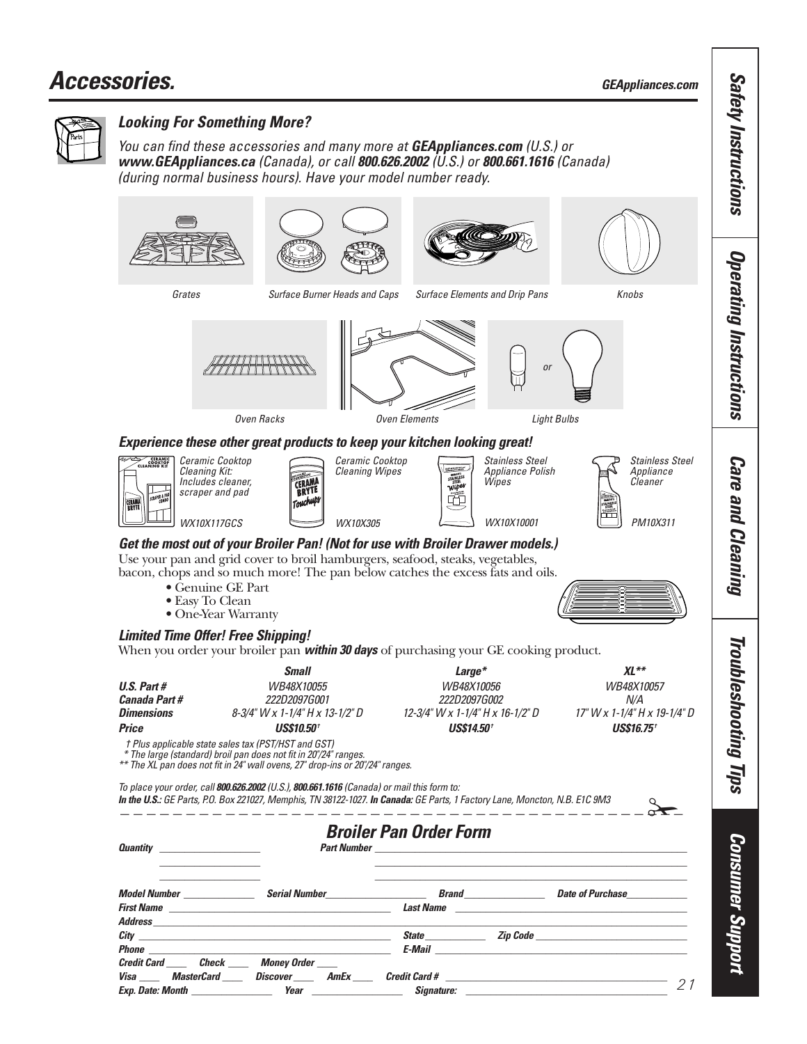# Accessories.

GEAppliances.com

### *Looking For Something More?*

*You can find these accessories and many more at **GEAppliances.com** (U.S.) or **www.GEAppliances.ca** (Canada), or call **800.626.2002** (U.S.) or **800.661.1616** (Canada) (during normal business hours). Have your model number ready.*

Grates

Surface Burner Heads and Caps

Surface Elements and Drip Pans

Knobs

Oven Racks

Oven Elements

Light Bulbs

### *Experience these other great products to keep your kitchen looking great!*

| Product | Part # |
|---|---|
| Ceramic Cooktop Cleaning Kit: Includes cleaner, scraper and pad | WX10X117GCS |
| Ceramic Cooktop Cleaning Wipes | WX10X305 |
| Stainless Steel Appliance Polish Wipes | WX10X10001 |
| Stainless Steel Appliance Cleaner | PM10X311 |

### *Get the most out of your Broiler Pan! (Not for use with Broiler Drawer models.)*

Use your pan and grid cover to broil hamburgers, seafood, steaks, vegetables, bacon, chops and so much more! The pan below catches the excess fats and oils.

- Genuine GE Part
- Easy To Clean
- One-Year Warranty

### *Limited Time Offer! Free Shipping!*

When you order your broiler pan ***within 30 days*** of purchasing your GE cooking product.

| | Small | Large* | XL** |
|---|---|---|---|
| **U.S. Part #** | WB48X10055 | WB48X10056 | WB48X10057 |
| **Canada Part #** | 222D2097G001 | 222D2097G002 | N/A |
| **Dimensions** | 8-3/4" W x 1-1/4" H x 13-1/2" D | 12-3/4" W x 1-1/4" H x 16-1/2" D | 17" W x 1-1/4" H x 19-1/4" D |
| **Price** | US$10.50† | US$14.50† | US$16.75† |

† Plus applicable state sales tax (PST/HST and GST)
* The large (standard) broil pan does not fit in 20"/24" ranges.
** The XL pan does not fit in 24" wall ovens, 27" drop-ins or 20"/24" ranges.

To place your order, call **800.626.2002** (U.S.), **800.661.1616** (Canada) or mail this form to:
**In the U.S.:** GE Parts, P.O. Box 221027, Memphis, TN 38122-1027. **In Canada:** GE Parts, 1 Factory Lane, Moncton, N.B. E1C 9M3

## Broiler Pan Order Form

**Quantity** ____________ **Part Number** ____________

**Model Number** ____________ **Serial Number** ____________ **Brand** ____________ **Date of Purchase** ____________

**First Name** ____________ **Last Name** ____________

**Address** ____________

**City** ____________ **State** ____________ **Zip Code** ____________

**Phone** ____________ **E-Mail** ____________

**Credit Card** ____ **Check** ____ **Money Order** ____

**Visa** ____ **MasterCard** ____ **Discover** ____ **AmEx** ____ **Credit Card #** ____________

**Exp. Date: Month** ____________ **Year** ____________ **Signature:** ____________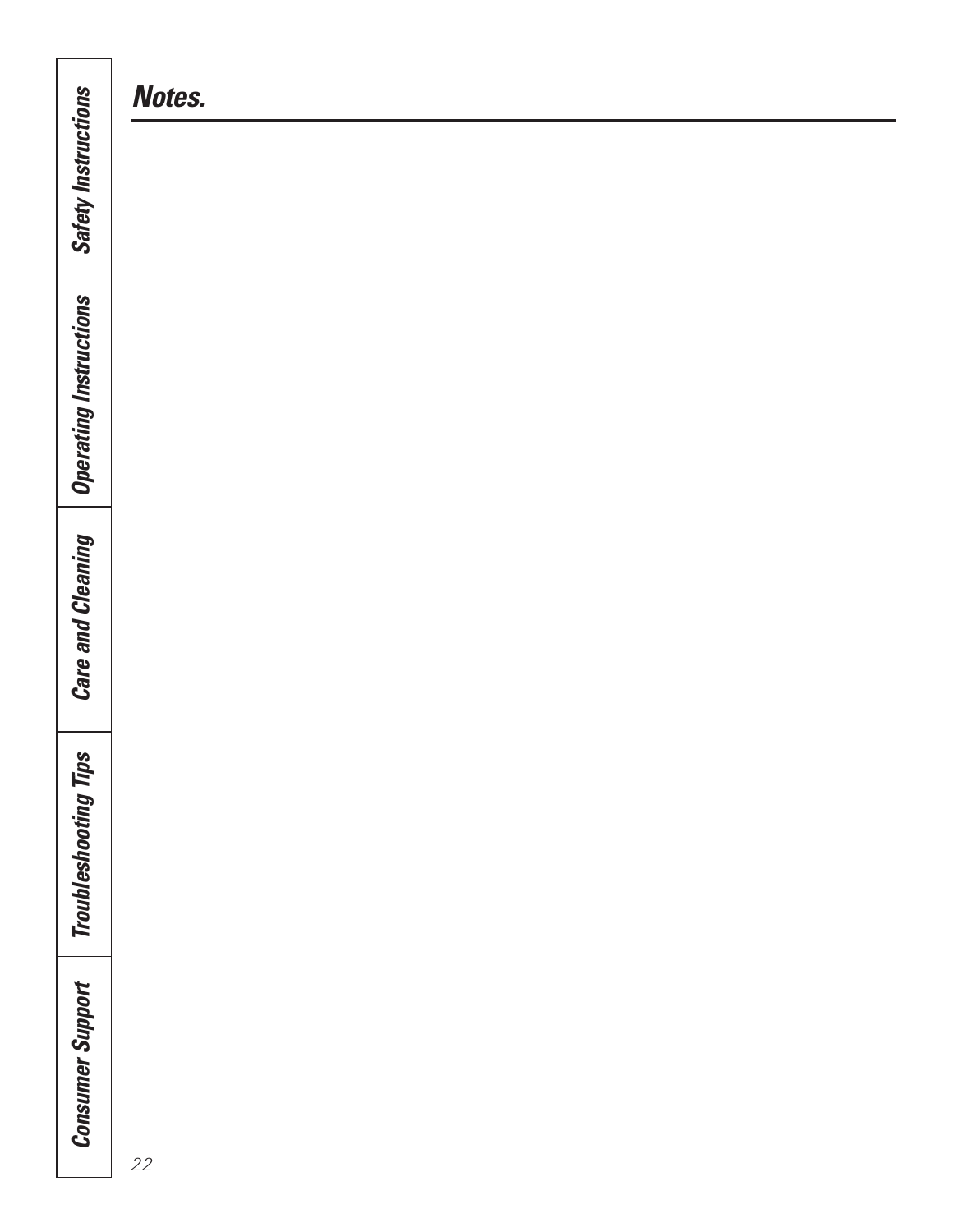## Notes.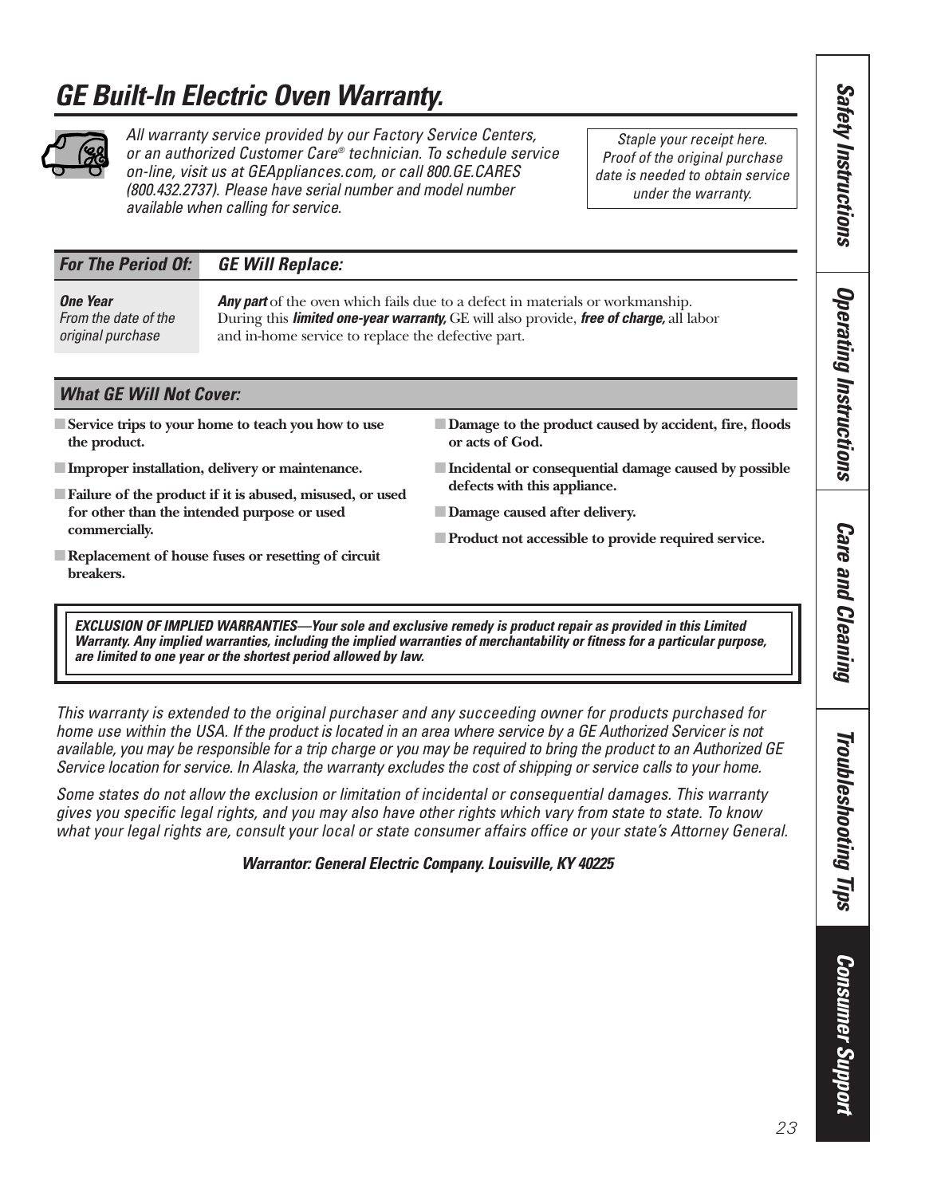# GE Built-In Electric Oven Warranty.

*All warranty service provided by our Factory Service Centers, or an authorized Customer Care® technician. To schedule service on-line, visit us at GEAppliances.com, or call 800.GE.CARES (800.432.2737). Please have serial number and model number available when calling for service.*

*Staple your receipt here. Proof of the original purchase date is needed to obtain service under the warranty.*

| For The Period Of: | GE Will Replace: |
|---|---|
| ***One Year*** *From the date of the original purchase* | ***Any part*** of the oven which fails due to a defect in materials or workmanship. During this ***limited one-year warranty,*** GE will also provide, ***free of charge,*** all labor and in-home service to replace the defective part. |

## What GE Will Not Cover:

- **Service trips to your home to teach you how to use the product.**
- **Improper installation, delivery or maintenance.**
- **Failure of the product if it is abused, misused, or used for other than the intended purpose or used commercially.**
- **Replacement of house fuses or resetting of circuit breakers.**
- **Damage to the product caused by accident, fire, floods or acts of God.**
- **Incidental or consequential damage caused by possible defects with this appliance.**
- **Damage caused after delivery.**
- **Product not accessible to provide required service.**

***EXCLUSION OF IMPLIED WARRANTIES—Your sole and exclusive remedy is product repair as provided in this Limited Warranty. Any implied warranties, including the implied warranties of merchantability or fitness for a particular purpose, are limited to one year or the shortest period allowed by law.***

*This warranty is extended to the original purchaser and any succeeding owner for products purchased for home use within the USA. If the product is located in an area where service by a GE Authorized Servicer is not available, you may be responsible for a trip charge or you may be required to bring the product to an Authorized GE Service location for service. In Alaska, the warranty excludes the cost of shipping or service calls to your home.*

*Some states do not allow the exclusion or limitation of incidental or consequential damages. This warranty gives you specific legal rights, and you may also have other rights which vary from state to state. To know what your legal rights are, consult your local or state consumer affairs office or your state's Attorney General.*

***Warrantor: General Electric Company. Louisville, KY 40225***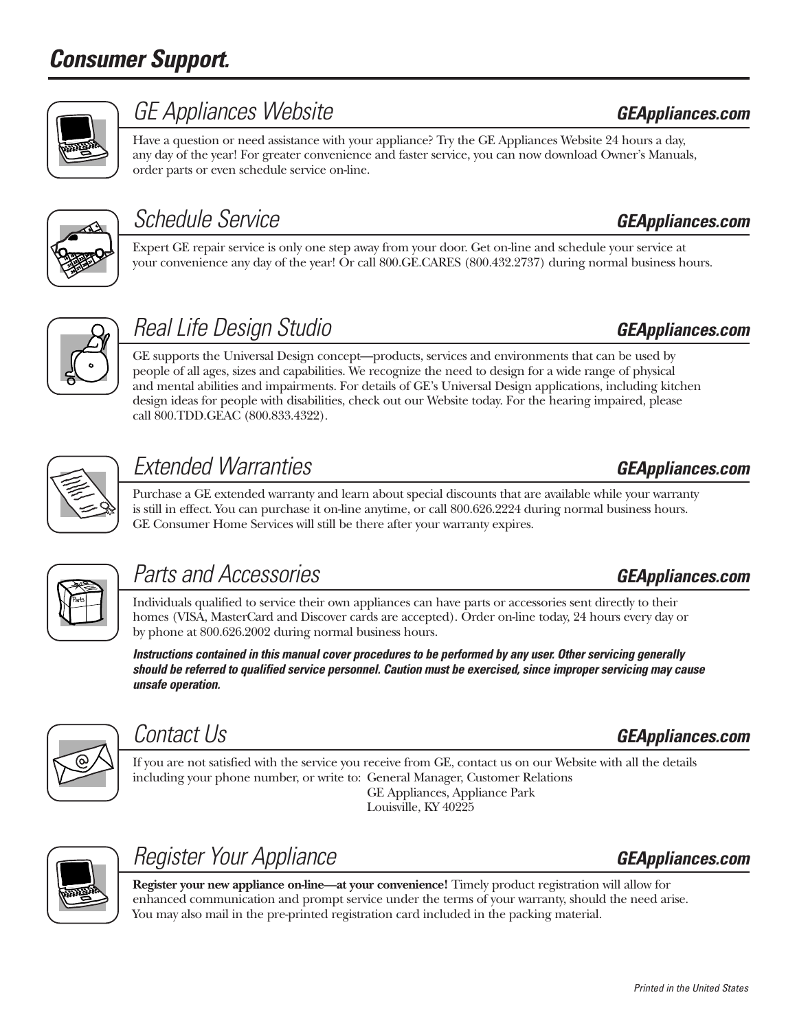# Consumer Support.

## GE Appliances Website

**GEAppliances.com**

Have a question or need assistance with your appliance? Try the GE Appliances Website 24 hours a day, any day of the year! For greater convenience and faster service, you can now download Owner's Manuals, order parts or even schedule service on-line.

## Schedule Service

**GEAppliances.com**

Expert GE repair service is only one step away from your door. Get on-line and schedule your service at your convenience any day of the year! Or call 800.GE.CARES (800.432.2737) during normal business hours.

## Real Life Design Studio

**GEAppliances.com**

GE supports the Universal Design concept—products, services and environments that can be used by people of all ages, sizes and capabilities. We recognize the need to design for a wide range of physical and mental abilities and impairments. For details of GE's Universal Design applications, including kitchen design ideas for people with disabilities, check out our Website today. For the hearing impaired, please call 800.TDD.GEAC (800.833.4322).

## Extended Warranties

**GEAppliances.com**

Purchase a GE extended warranty and learn about special discounts that are available while your warranty is still in effect. You can purchase it on-line anytime, or call 800.626.2224 during normal business hours. GE Consumer Home Services will still be there after your warranty expires.

## Parts and Accessories

**GEAppliances.com**

Individuals qualified to service their own appliances can have parts or accessories sent directly to their homes (VISA, MasterCard and Discover cards are accepted). Order on-line today, 24 hours every day or by phone at 800.626.2002 during normal business hours.

***Instructions contained in this manual cover procedures to be performed by any user. Other servicing generally should be referred to qualified service personnel. Caution must be exercised, since improper servicing may cause unsafe operation.***

## Contact Us

**GEAppliances.com**

If you are not satisfied with the service you receive from GE, contact us on our Website with all the details including your phone number, or write to: General Manager, Customer Relations
GE Appliances, Appliance Park
Louisville, KY 40225

## Register Your Appliance

**GEAppliances.com**

**Register your new appliance on-line—at your convenience!** Timely product registration will allow for enhanced communication and prompt service under the terms of your warranty, should the need arise. You may also mail in the pre-printed registration card included in the packing material.

*Printed in the United States*